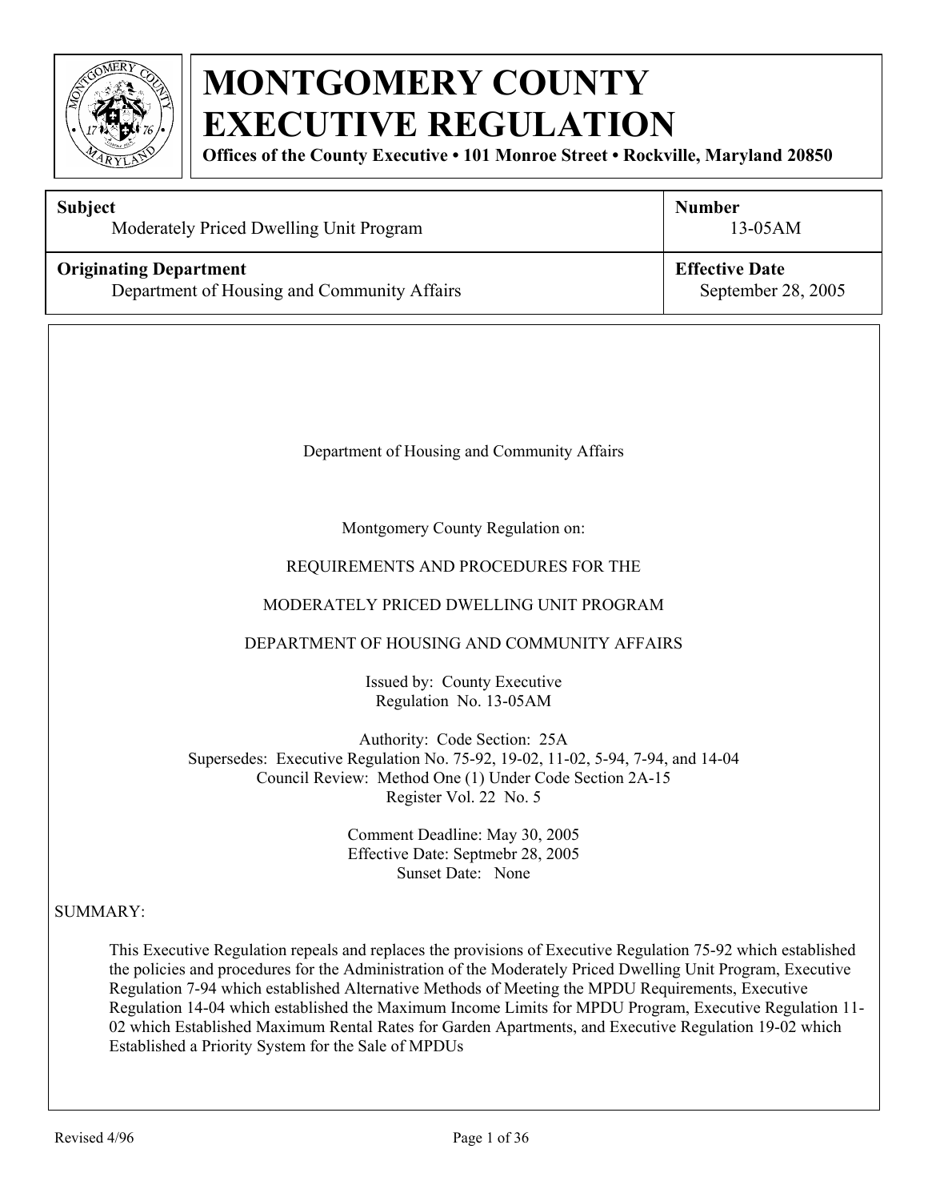# MONTGOMERY COUNTY EXECUTIVE REGULATION

**Offices of the County Executive • 101 Monroe Street • Rockville, Maryland 20850**

| **Subject** | **Number** |
|---|---|
| Moderately Priced Dwelling Unit Program | 13-05AM |
| **Originating Department** | **Effective Date** |
| Department of Housing and Community Affairs | September 28, 2005 |

Department of Housing and Community Affairs

Montgomery County Regulation on:

REQUIREMENTS AND PROCEDURES FOR THE

MODERATELY PRICED DWELLING UNIT PROGRAM

DEPARTMENT OF HOUSING AND COMMUNITY AFFAIRS

Issued by: County Executive
Regulation No. 13-05AM

Authority: Code Section: 25A
Supersedes: Executive Regulation No. 75-92, 19-02, 11-02, 5-94, 7-94, and 14-04
Council Review: Method One (1) Under Code Section 2A-15
Register Vol. 22 No. 5

Comment Deadline: May 30, 2005
Effective Date: Septmebr 28, 2005
Sunset Date: None

SUMMARY:

This Executive Regulation repeals and replaces the provisions of Executive Regulation 75-92 which established the policies and procedures for the Administration of the Moderately Priced Dwelling Unit Program, Executive Regulation 7-94 which established Alternative Methods of Meeting the MPDU Requirements, Executive Regulation 14-04 which established the Maximum Income Limits for MPDU Program, Executive Regulation 11-02 which Established Maximum Rental Rates for Garden Apartments, and Executive Regulation 19-02 which Established a Priority System for the Sale of MPDUs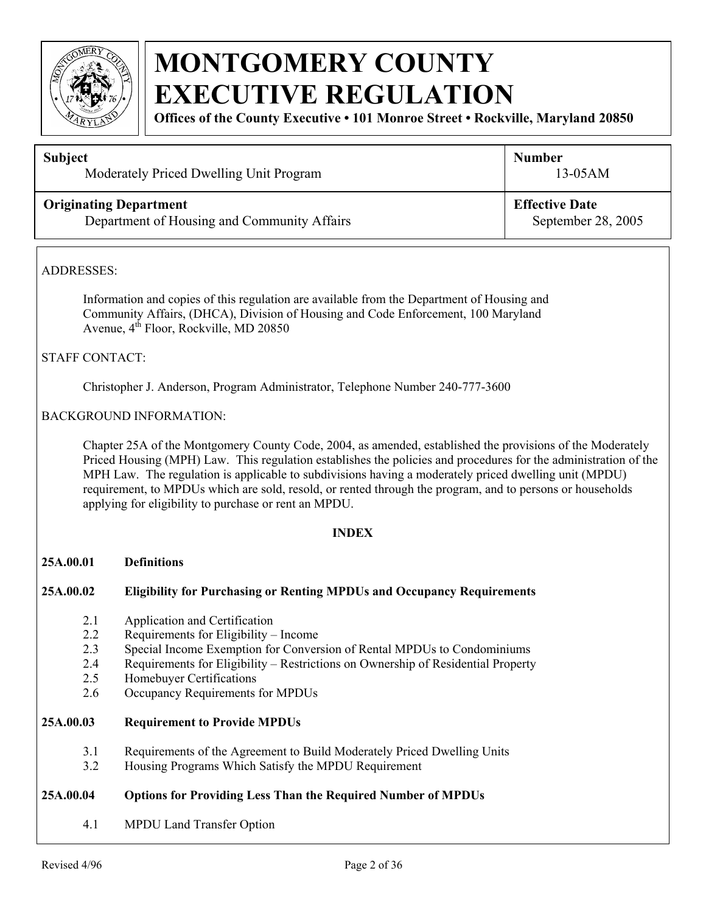# MONTGOMERY COUNTY EXECUTIVE REGULATION

**Offices of the County Executive • 101 Monroe Street • Rockville, Maryland 20850**

| **Subject** | **Number** |
|---|---|
| Moderately Priced Dwelling Unit Program | 13-05AM |
| **Originating Department** | **Effective Date** |
| Department of Housing and Community Affairs | September 28, 2005 |

ADDRESSES:

Information and copies of this regulation are available from the Department of Housing and Community Affairs, (DHCA), Division of Housing and Code Enforcement, 100 Maryland Avenue, 4th Floor, Rockville, MD 20850

STAFF CONTACT:

Christopher J. Anderson, Program Administrator, Telephone Number 240-777-3600

BACKGROUND INFORMATION:

Chapter 25A of the Montgomery County Code, 2004, as amended, established the provisions of the Moderately Priced Housing (MPH) Law. This regulation establishes the policies and procedures for the administration of the MPH Law. The regulation is applicable to subdivisions having a moderately priced dwelling unit (MPDU) requirement, to MPDUs which are sold, resold, or rented through the program, and to persons or households applying for eligibility to purchase or rent an MPDU.

## INDEX

**25A.00.01 Definitions**

**25A.00.02 Eligibility for Purchasing or Renting MPDUs and Occupancy Requirements**

- 2.1 Application and Certification
- 2.2 Requirements for Eligibility – Income
- 2.3 Special Income Exemption for Conversion of Rental MPDUs to Condominiums
- 2.4 Requirements for Eligibility – Restrictions on Ownership of Residential Property
- 2.5 Homebuyer Certifications
- 2.6 Occupancy Requirements for MPDUs

**25A.00.03 Requirement to Provide MPDUs**

- 3.1 Requirements of the Agreement to Build Moderately Priced Dwelling Units
- 3.2 Housing Programs Which Satisfy the MPDU Requirement

**25A.00.04 Options for Providing Less Than the Required Number of MPDUs**

- 4.1 MPDU Land Transfer Option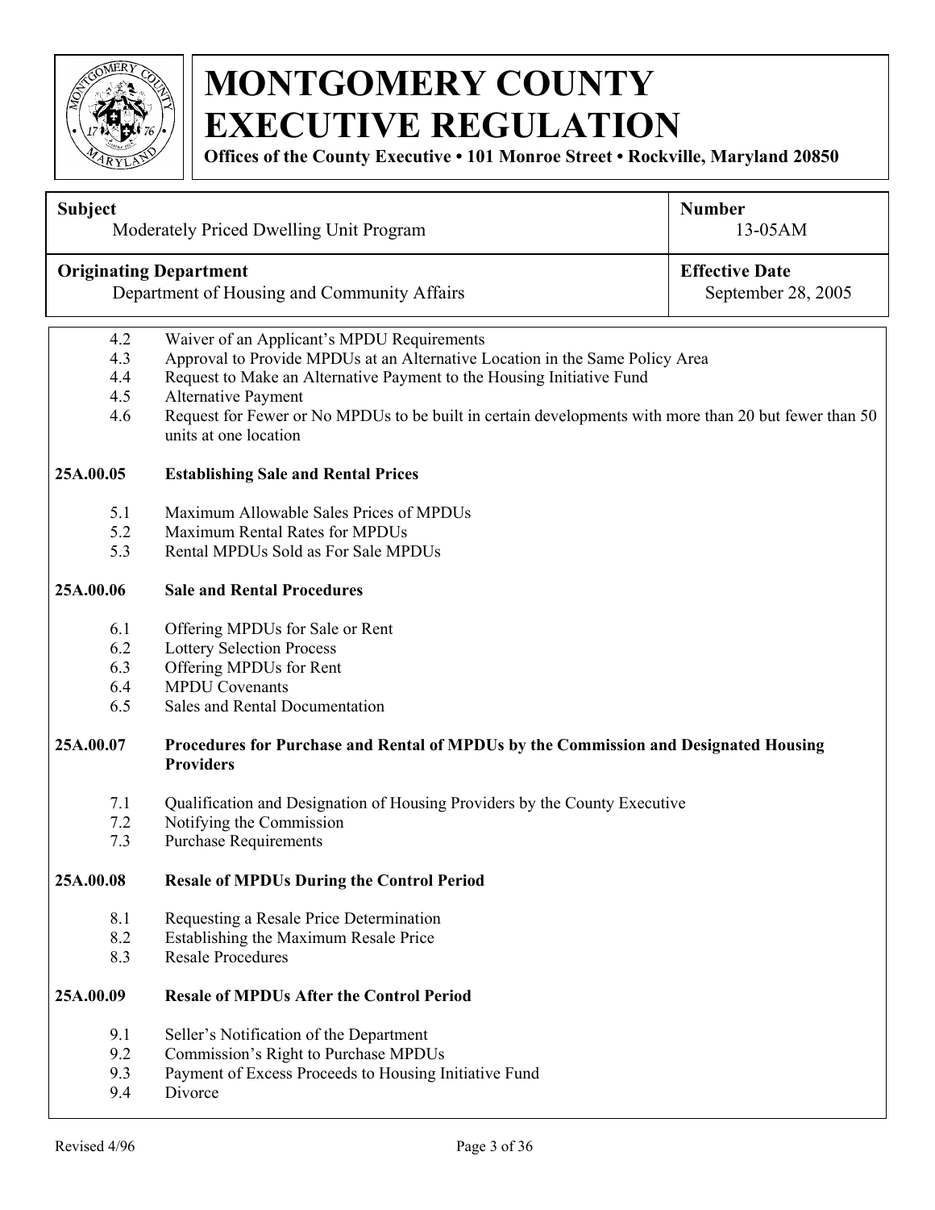# MONTGOMERY COUNTY EXECUTIVE REGULATION

**Offices of the County Executive • 101 Monroe Street • Rockville, Maryland 20850**

| **Subject** Moderately Priced Dwelling Unit Program | **Number** 13-05AM |
|---|---|
| **Originating Department** Department of Housing and Community Affairs | **Effective Date** September 28, 2005 |

4.2 Waiver of an Applicant's MPDU Requirements
4.3 Approval to Provide MPDUs at an Alternative Location in the Same Policy Area
4.4 Request to Make an Alternative Payment to the Housing Initiative Fund
4.5 Alternative Payment
4.6 Request for Fewer or No MPDUs to be built in certain developments with more than 20 but fewer than 50 units at one location

**25A.00.05 Establishing Sale and Rental Prices**

5.1 Maximum Allowable Sales Prices of MPDUs
5.2 Maximum Rental Rates for MPDUs
5.3 Rental MPDUs Sold as For Sale MPDUs

**25A.00.06 Sale and Rental Procedures**

6.1 Offering MPDUs for Sale or Rent
6.2 Lottery Selection Process
6.3 Offering MPDUs for Rent
6.4 MPDU Covenants
6.5 Sales and Rental Documentation

**25A.00.07 Procedures for Purchase and Rental of MPDUs by the Commission and Designated Housing Providers**

7.1 Qualification and Designation of Housing Providers by the County Executive
7.2 Notifying the Commission
7.3 Purchase Requirements

**25A.00.08 Resale of MPDUs During the Control Period**

8.1 Requesting a Resale Price Determination
8.2 Establishing the Maximum Resale Price
8.3 Resale Procedures

**25A.00.09 Resale of MPDUs After the Control Period**

9.1 Seller's Notification of the Department
9.2 Commission's Right to Purchase MPDUs
9.3 Payment of Excess Proceeds to Housing Initiative Fund
9.4 Divorce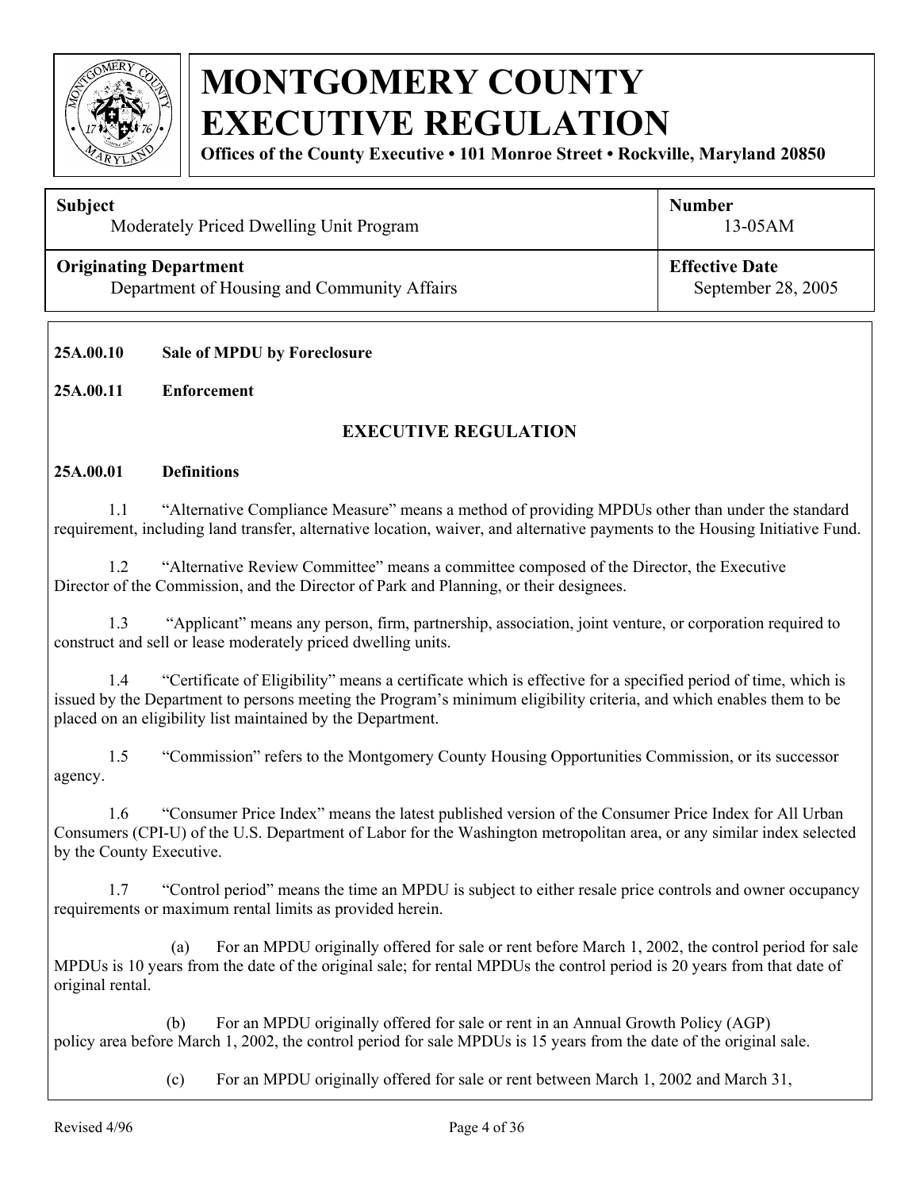# MONTGOMERY COUNTY EXECUTIVE REGULATION

**Offices of the County Executive • 101 Monroe Street • Rockville, Maryland 20850**

| **Subject** | **Number** |
|---|---|
| Moderately Priced Dwelling Unit Program | 13-05AM |
| **Originating Department** | **Effective Date** |
| Department of Housing and Community Affairs | September 28, 2005 |

**25A.00.10 Sale of MPDU by Foreclosure**

**25A.00.11 Enforcement**

## EXECUTIVE REGULATION

**25A.00.01 Definitions**

1.1 "Alternative Compliance Measure" means a method of providing MPDUs other than under the standard requirement, including land transfer, alternative location, waiver, and alternative payments to the Housing Initiative Fund.

1.2 "Alternative Review Committee" means a committee composed of the Director, the Executive Director of the Commission, and the Director of Park and Planning, or their designees.

1.3 "Applicant" means any person, firm, partnership, association, joint venture, or corporation required to construct and sell or lease moderately priced dwelling units.

1.4 "Certificate of Eligibility" means a certificate which is effective for a specified period of time, which is issued by the Department to persons meeting the Program's minimum eligibility criteria, and which enables them to be placed on an eligibility list maintained by the Department.

1.5 "Commission" refers to the Montgomery County Housing Opportunities Commission, or its successor agency.

1.6 "Consumer Price Index" means the latest published version of the Consumer Price Index for All Urban Consumers (CPI-U) of the U.S. Department of Labor for the Washington metropolitan area, or any similar index selected by the County Executive.

1.7 "Control period" means the time an MPDU is subject to either resale price controls and owner occupancy requirements or maximum rental limits as provided herein.

(a) For an MPDU originally offered for sale or rent before March 1, 2002, the control period for sale MPDUs is 10 years from the date of the original sale; for rental MPDUs the control period is 20 years from that date of original rental.

(b) For an MPDU originally offered for sale or rent in an Annual Growth Policy (AGP) policy area before March 1, 2002, the control period for sale MPDUs is 15 years from the date of the original sale.

(c) For an MPDU originally offered for sale or rent between March 1, 2002 and March 31,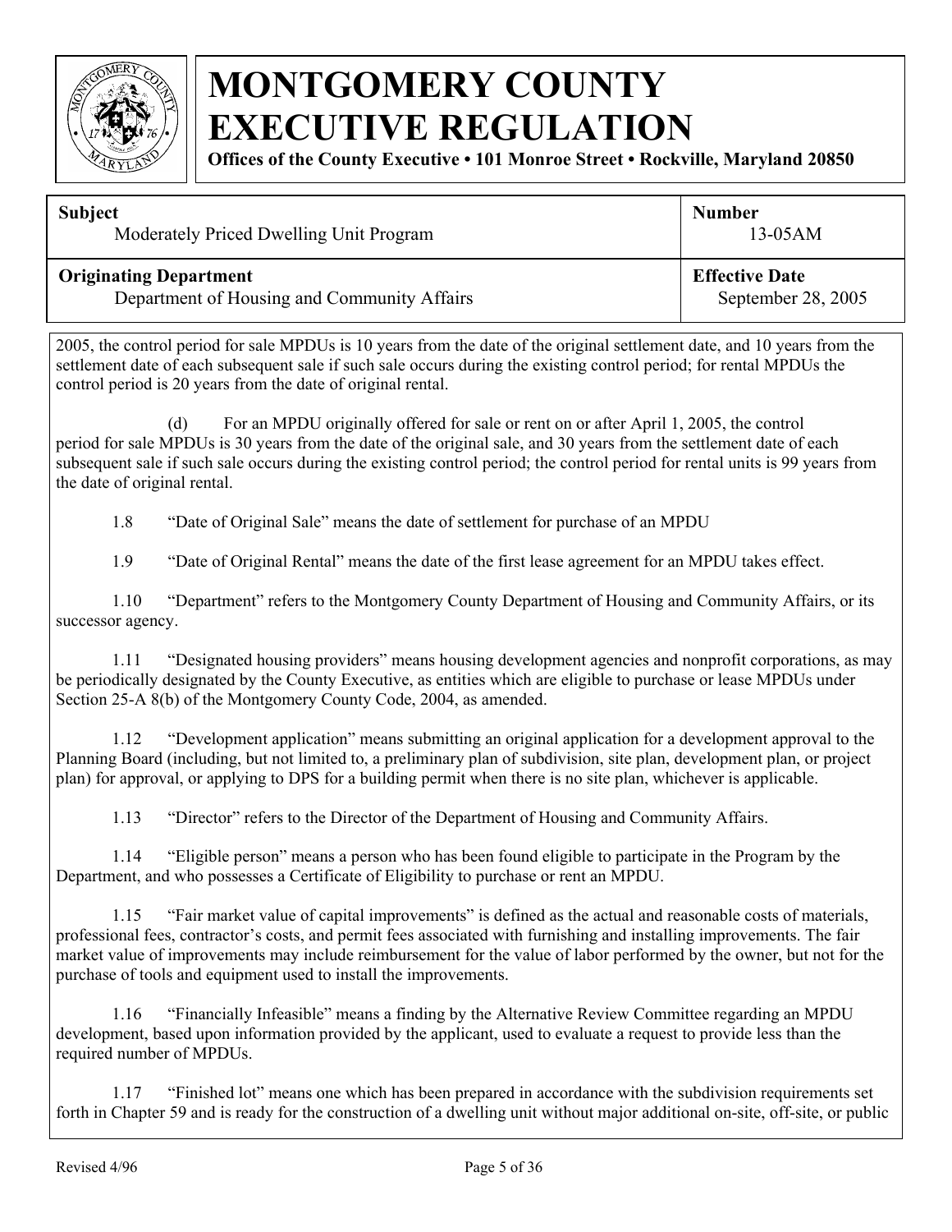2005, the control period for sale MPDUs is 10 years from the date of the original settlement date, and 10 years from the settlement date of each subsequent sale if such sale occurs during the existing control period; for rental MPDUs the control period is 20 years from the date of original rental.

(d) For an MPDU originally offered for sale or rent on or after April 1, 2005, the control period for sale MPDUs is 30 years from the date of the original sale, and 30 years from the settlement date of each subsequent sale if such sale occurs during the existing control period; the control period for rental units is 99 years from the date of original rental.

1.8 "Date of Original Sale" means the date of settlement for purchase of an MPDU

1.9 "Date of Original Rental" means the date of the first lease agreement for an MPDU takes effect.

1.10 "Department" refers to the Montgomery County Department of Housing and Community Affairs, or its successor agency.

1.11 "Designated housing providers" means housing development agencies and nonprofit corporations, as may be periodically designated by the County Executive, as entities which are eligible to purchase or lease MPDUs under Section 25-A 8(b) of the Montgomery County Code, 2004, as amended.

1.12 "Development application" means submitting an original application for a development approval to the Planning Board (including, but not limited to, a preliminary plan of subdivision, site plan, development plan, or project plan) for approval, or applying to DPS for a building permit when there is no site plan, whichever is applicable.

1.13 "Director" refers to the Director of the Department of Housing and Community Affairs.

1.14 "Eligible person" means a person who has been found eligible to participate in the Program by the Department, and who possesses a Certificate of Eligibility to purchase or rent an MPDU.

1.15 "Fair market value of capital improvements" is defined as the actual and reasonable costs of materials, professional fees, contractor's costs, and permit fees associated with furnishing and installing improvements. The fair market value of improvements may include reimbursement for the value of labor performed by the owner, but not for the purchase of tools and equipment used to install the improvements.

1.16 "Financially Infeasible" means a finding by the Alternative Review Committee regarding an MPDU development, based upon information provided by the applicant, used to evaluate a request to provide less than the required number of MPDUs.

1.17 "Finished lot" means one which has been prepared in accordance with the subdivision requirements set forth in Chapter 59 and is ready for the construction of a dwelling unit without major additional on-site, off-site, or public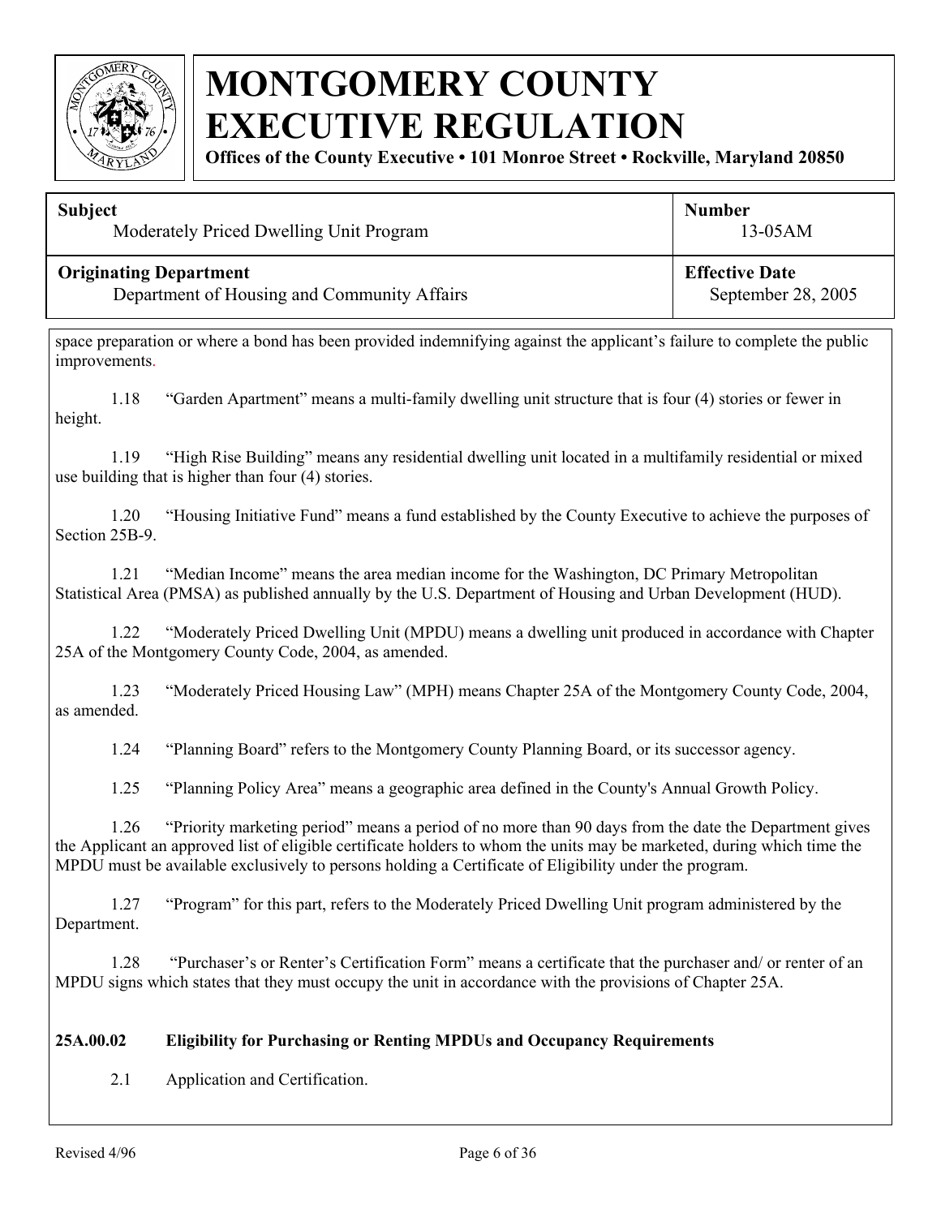space preparation or where a bond has been provided indemnifying against the applicant's failure to complete the public improvements.

1.18 "Garden Apartment" means a multi-family dwelling unit structure that is four (4) stories or fewer in height.

1.19 "High Rise Building" means any residential dwelling unit located in a multifamily residential or mixed use building that is higher than four (4) stories.

1.20 "Housing Initiative Fund" means a fund established by the County Executive to achieve the purposes of Section 25B-9.

1.21 "Median Income" means the area median income for the Washington, DC Primary Metropolitan Statistical Area (PMSA) as published annually by the U.S. Department of Housing and Urban Development (HUD).

1.22 "Moderately Priced Dwelling Unit (MPDU) means a dwelling unit produced in accordance with Chapter 25A of the Montgomery County Code, 2004, as amended.

1.23 "Moderately Priced Housing Law" (MPH) means Chapter 25A of the Montgomery County Code, 2004, as amended.

1.24 "Planning Board" refers to the Montgomery County Planning Board, or its successor agency.

1.25 "Planning Policy Area" means a geographic area defined in the County's Annual Growth Policy.

1.26 "Priority marketing period" means a period of no more than 90 days from the date the Department gives the Applicant an approved list of eligible certificate holders to whom the units may be marketed, during which time the MPDU must be available exclusively to persons holding a Certificate of Eligibility under the program.

1.27 "Program" for this part, refers to the Moderately Priced Dwelling Unit program administered by the Department.

1.28 "Purchaser's or Renter's Certification Form" means a certificate that the purchaser and/ or renter of an MPDU signs which states that they must occupy the unit in accordance with the provisions of Chapter 25A.

**25A.00.02 Eligibility for Purchasing or Renting MPDUs and Occupancy Requirements**

2.1 Application and Certification.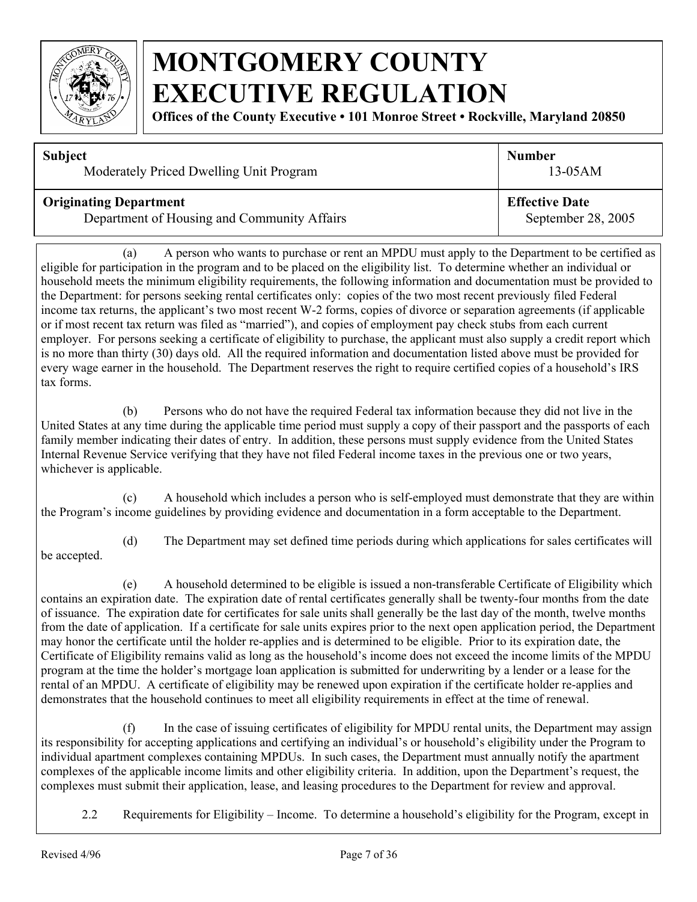(a) A person who wants to purchase or rent an MPDU must apply to the Department to be certified as eligible for participation in the program and to be placed on the eligibility list. To determine whether an individual or household meets the minimum eligibility requirements, the following information and documentation must be provided to the Department: for persons seeking rental certificates only: copies of the two most recent previously filed Federal income tax returns, the applicant's two most recent W-2 forms, copies of divorce or separation agreements (if applicable or if most recent tax return was filed as "married"), and copies of employment pay check stubs from each current employer. For persons seeking a certificate of eligibility to purchase, the applicant must also supply a credit report which is no more than thirty (30) days old. All the required information and documentation listed above must be provided for every wage earner in the household. The Department reserves the right to require certified copies of a household's IRS tax forms.

(b) Persons who do not have the required Federal tax information because they did not live in the United States at any time during the applicable time period must supply a copy of their passport and the passports of each family member indicating their dates of entry. In addition, these persons must supply evidence from the United States Internal Revenue Service verifying that they have not filed Federal income taxes in the previous one or two years, whichever is applicable.

(c) A household which includes a person who is self-employed must demonstrate that they are within the Program's income guidelines by providing evidence and documentation in a form acceptable to the Department.

(d) The Department may set defined time periods during which applications for sales certificates will be accepted.

(e) A household determined to be eligible is issued a non-transferable Certificate of Eligibility which contains an expiration date. The expiration date of rental certificates generally shall be twenty-four months from the date of issuance. The expiration date for certificates for sale units shall generally be the last day of the month, twelve months from the date of application. If a certificate for sale units expires prior to the next open application period, the Department may honor the certificate until the holder re-applies and is determined to be eligible. Prior to its expiration date, the Certificate of Eligibility remains valid as long as the household's income does not exceed the income limits of the MPDU program at the time the holder's mortgage loan application is submitted for underwriting by a lender or a lease for the rental of an MPDU. A certificate of eligibility may be renewed upon expiration if the certificate holder re-applies and demonstrates that the household continues to meet all eligibility requirements in effect at the time of renewal.

(f) In the case of issuing certificates of eligibility for MPDU rental units, the Department may assign its responsibility for accepting applications and certifying an individual's or household's eligibility under the Program to individual apartment complexes containing MPDUs. In such cases, the Department must annually notify the apartment complexes of the applicable income limits and other eligibility criteria. In addition, upon the Department's request, the complexes must submit their application, lease, and leasing procedures to the Department for review and approval.

2.2 Requirements for Eligibility – Income. To determine a household's eligibility for the Program, except in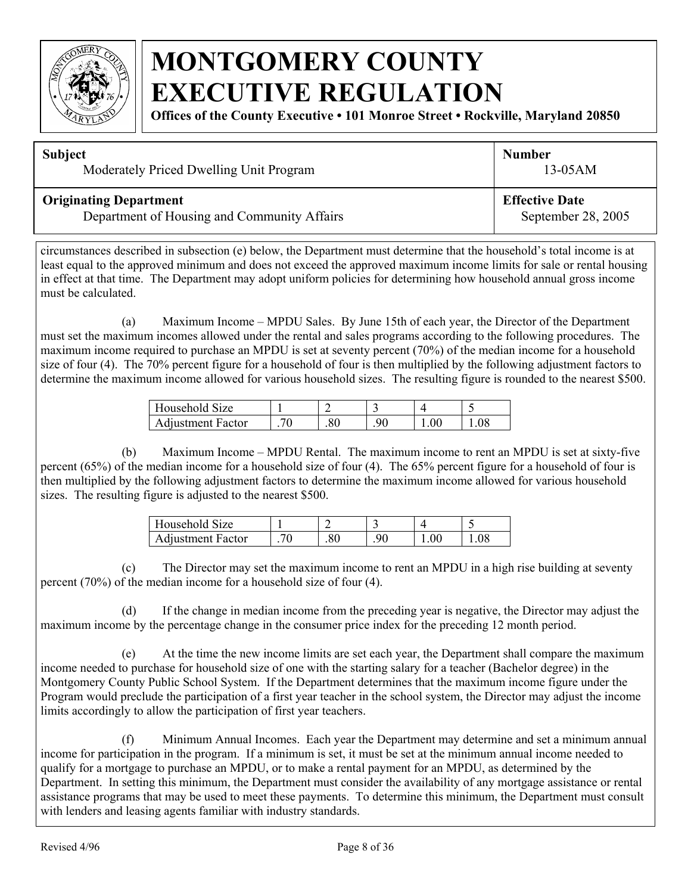circumstances described in subsection (e) below, the Department must determine that the household's total income is at least equal to the approved minimum and does not exceed the approved maximum income limits for sale or rental housing in effect at that time. The Department may adopt uniform policies for determining how household annual gross income must be calculated.

(a) Maximum Income – MPDU Sales. By June 15th of each year, the Director of the Department must set the maximum incomes allowed under the rental and sales programs according to the following procedures. The maximum income required to purchase an MPDU is set at seventy percent (70%) of the median income for a household size of four (4). The 70% percent figure for a household of four is then multiplied by the following adjustment factors to determine the maximum income allowed for various household sizes. The resulting figure is rounded to the nearest $500.

| Household Size | 1 | 2 | 3 | 4 | 5 |
|---|---|---|---|---|---|
| Adjustment Factor | .70 | .80 | .90 | 1.00 | 1.08 |

(b) Maximum Income – MPDU Rental. The maximum income to rent an MPDU is set at sixty-five percent (65%) of the median income for a household size of four (4). The 65% percent figure for a household of four is then multiplied by the following adjustment factors to determine the maximum income allowed for various household sizes. The resulting figure is adjusted to the nearest $500.

| Household Size | 1 | 2 | 3 | 4 | 5 |
|---|---|---|---|---|---|
| Adjustment Factor | .70 | .80 | .90 | 1.00 | 1.08 |

(c) The Director may set the maximum income to rent an MPDU in a high rise building at seventy percent (70%) of the median income for a household size of four (4).

(d) If the change in median income from the preceding year is negative, the Director may adjust the maximum income by the percentage change in the consumer price index for the preceding 12 month period.

(e) At the time the new income limits are set each year, the Department shall compare the maximum income needed to purchase for household size of one with the starting salary for a teacher (Bachelor degree) in the Montgomery County Public School System. If the Department determines that the maximum income figure under the Program would preclude the participation of a first year teacher in the school system, the Director may adjust the income limits accordingly to allow the participation of first year teachers.

(f) Minimum Annual Incomes. Each year the Department may determine and set a minimum annual income for participation in the program. If a minimum is set, it must be set at the minimum annual income needed to qualify for a mortgage to purchase an MPDU, or to make a rental payment for an MPDU, as determined by the Department. In setting this minimum, the Department must consider the availability of any mortgage assistance or rental assistance programs that may be used to meet these payments. To determine this minimum, the Department must consult with lenders and leasing agents familiar with industry standards.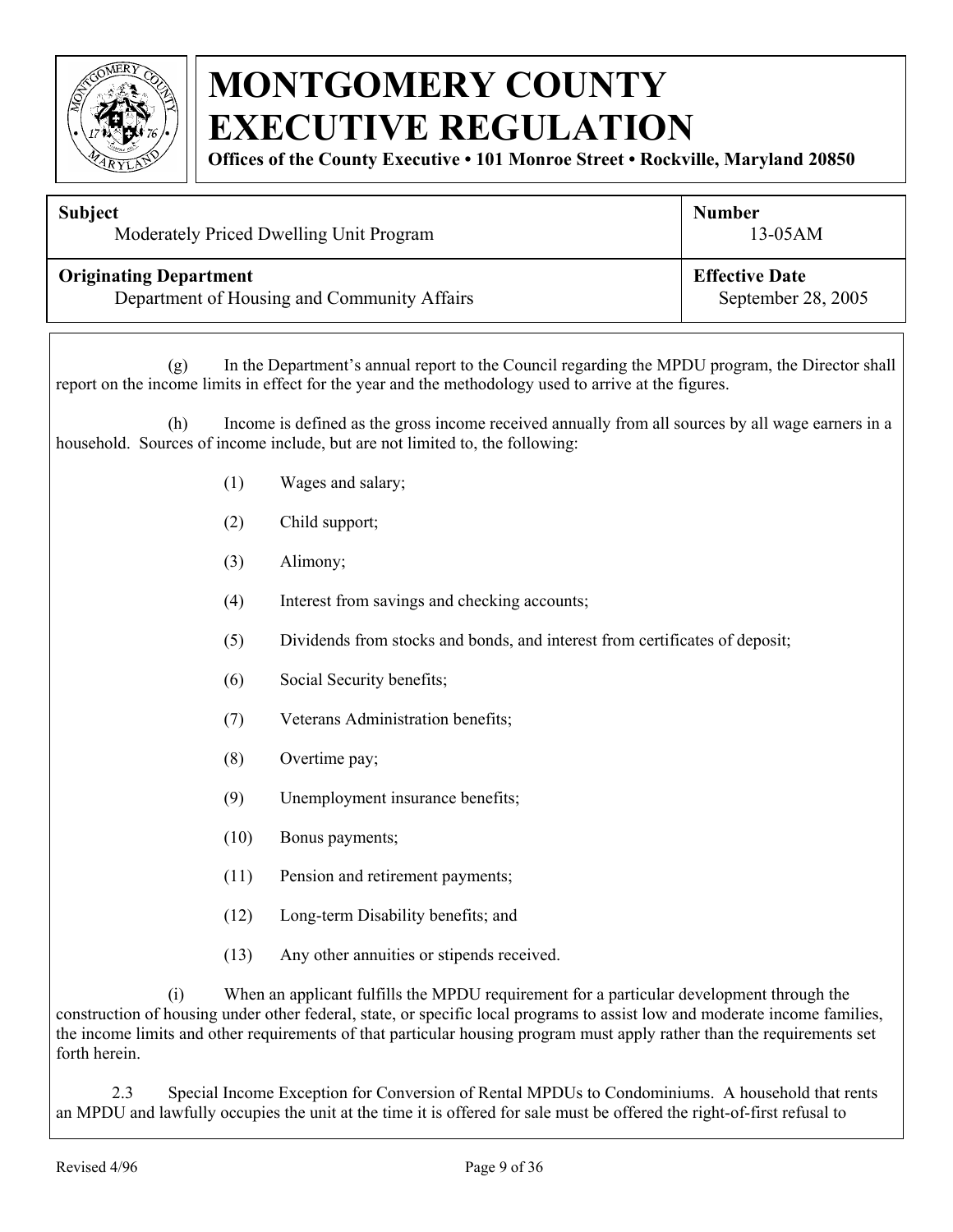(g) In the Department's annual report to the Council regarding the MPDU program, the Director shall report on the income limits in effect for the year and the methodology used to arrive at the figures.

(h) Income is defined as the gross income received annually from all sources by all wage earners in a household. Sources of income include, but are not limited to, the following:

(1) Wages and salary;

(2) Child support;

(3) Alimony;

(4) Interest from savings and checking accounts;

(5) Dividends from stocks and bonds, and interest from certificates of deposit;

(6) Social Security benefits;

(7) Veterans Administration benefits;

(8) Overtime pay;

(9) Unemployment insurance benefits;

(10) Bonus payments;

(11) Pension and retirement payments;

(12) Long-term Disability benefits; and

(13) Any other annuities or stipends received.

(i) When an applicant fulfills the MPDU requirement for a particular development through the construction of housing under other federal, state, or specific local programs to assist low and moderate income families, the income limits and other requirements of that particular housing program must apply rather than the requirements set forth herein.

2.3 Special Income Exception for Conversion of Rental MPDUs to Condominiums. A household that rents an MPDU and lawfully occupies the unit at the time it is offered for sale must be offered the right-of-first refusal to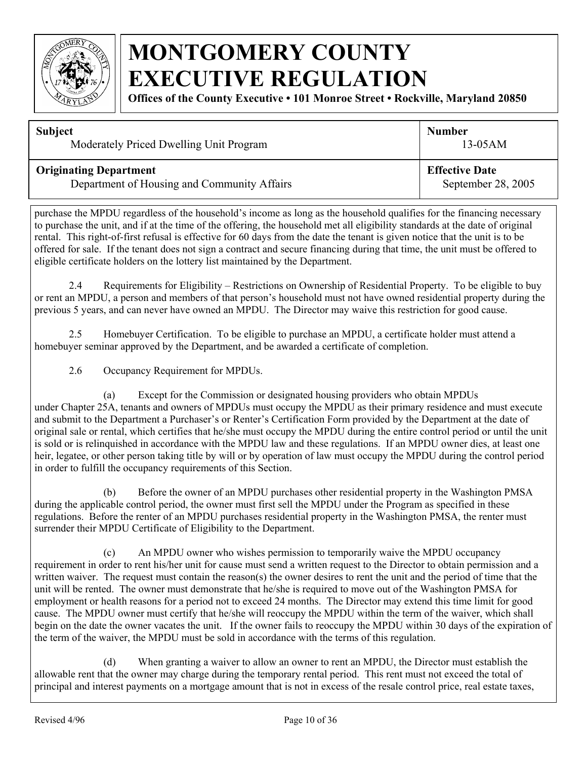purchase the MPDU regardless of the household's income as long as the household qualifies for the financing necessary to purchase the unit, and if at the time of the offering, the household met all eligibility standards at the date of original rental. This right-of-first refusal is effective for 60 days from the date the tenant is given notice that the unit is to be offered for sale. If the tenant does not sign a contract and secure financing during that time, the unit must be offered to eligible certificate holders on the lottery list maintained by the Department.

2.4 Requirements for Eligibility – Restrictions on Ownership of Residential Property. To be eligible to buy or rent an MPDU, a person and members of that person's household must not have owned residential property during the previous 5 years, and can never have owned an MPDU. The Director may waive this restriction for good cause.

2.5 Homebuyer Certification. To be eligible to purchase an MPDU, a certificate holder must attend a homebuyer seminar approved by the Department, and be awarded a certificate of completion.

2.6 Occupancy Requirement for MPDUs.

(a) Except for the Commission or designated housing providers who obtain MPDUs under Chapter 25A, tenants and owners of MPDUs must occupy the MPDU as their primary residence and must execute and submit to the Department a Purchaser's or Renter's Certification Form provided by the Department at the date of original sale or rental, which certifies that he/she must occupy the MPDU during the entire control period or until the unit is sold or is relinquished in accordance with the MPDU law and these regulations. If an MPDU owner dies, at least one heir, legatee, or other person taking title by will or by operation of law must occupy the MPDU during the control period in order to fulfill the occupancy requirements of this Section.

(b) Before the owner of an MPDU purchases other residential property in the Washington PMSA during the applicable control period, the owner must first sell the MPDU under the Program as specified in these regulations. Before the renter of an MPDU purchases residential property in the Washington PMSA, the renter must surrender their MPDU Certificate of Eligibility to the Department.

(c) An MPDU owner who wishes permission to temporarily waive the MPDU occupancy requirement in order to rent his/her unit for cause must send a written request to the Director to obtain permission and a written waiver. The request must contain the reason(s) the owner desires to rent the unit and the period of time that the unit will be rented. The owner must demonstrate that he/she is required to move out of the Washington PMSA for employment or health reasons for a period not to exceed 24 months. The Director may extend this time limit for good cause. The MPDU owner must certify that he/she will reoccupy the MPDU within the term of the waiver, which shall begin on the date the owner vacates the unit. If the owner fails to reoccupy the MPDU within 30 days of the expiration of the term of the waiver, the MPDU must be sold in accordance with the terms of this regulation.

(d) When granting a waiver to allow an owner to rent an MPDU, the Director must establish the allowable rent that the owner may charge during the temporary rental period. This rent must not exceed the total of principal and interest payments on a mortgage amount that is not in excess of the resale control price, real estate taxes,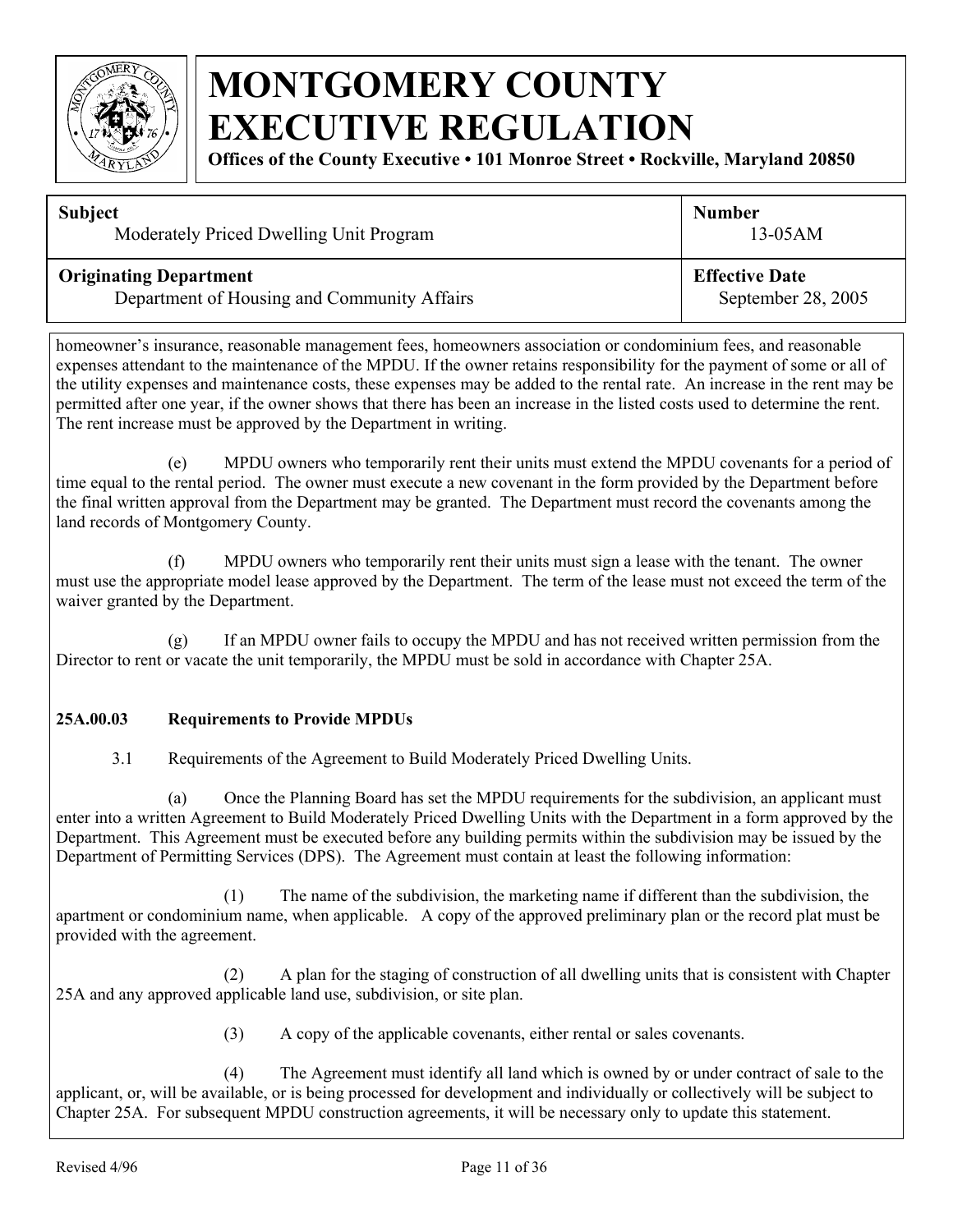homeowner's insurance, reasonable management fees, homeowners association or condominium fees, and reasonable expenses attendant to the maintenance of the MPDU. If the owner retains responsibility for the payment of some or all of the utility expenses and maintenance costs, these expenses may be added to the rental rate. An increase in the rent may be permitted after one year, if the owner shows that there has been an increase in the listed costs used to determine the rent. The rent increase must be approved by the Department in writing.

(e) MPDU owners who temporarily rent their units must extend the MPDU covenants for a period of time equal to the rental period. The owner must execute a new covenant in the form provided by the Department before the final written approval from the Department may be granted. The Department must record the covenants among the land records of Montgomery County.

(f) MPDU owners who temporarily rent their units must sign a lease with the tenant. The owner must use the appropriate model lease approved by the Department. The term of the lease must not exceed the term of the waiver granted by the Department.

(g) If an MPDU owner fails to occupy the MPDU and has not received written permission from the Director to rent or vacate the unit temporarily, the MPDU must be sold in accordance with Chapter 25A.

**25A.00.03 Requirements to Provide MPDUs**

3.1 Requirements of the Agreement to Build Moderately Priced Dwelling Units.

(a) Once the Planning Board has set the MPDU requirements for the subdivision, an applicant must enter into a written Agreement to Build Moderately Priced Dwelling Units with the Department in a form approved by the Department. This Agreement must be executed before any building permits within the subdivision may be issued by the Department of Permitting Services (DPS). The Agreement must contain at least the following information:

(1) The name of the subdivision, the marketing name if different than the subdivision, the apartment or condominium name, when applicable. A copy of the approved preliminary plan or the record plat must be provided with the agreement.

(2) A plan for the staging of construction of all dwelling units that is consistent with Chapter 25A and any approved applicable land use, subdivision, or site plan.

(3) A copy of the applicable covenants, either rental or sales covenants.

(4) The Agreement must identify all land which is owned by or under contract of sale to the applicant, or, will be available, or is being processed for development and individually or collectively will be subject to Chapter 25A. For subsequent MPDU construction agreements, it will be necessary only to update this statement.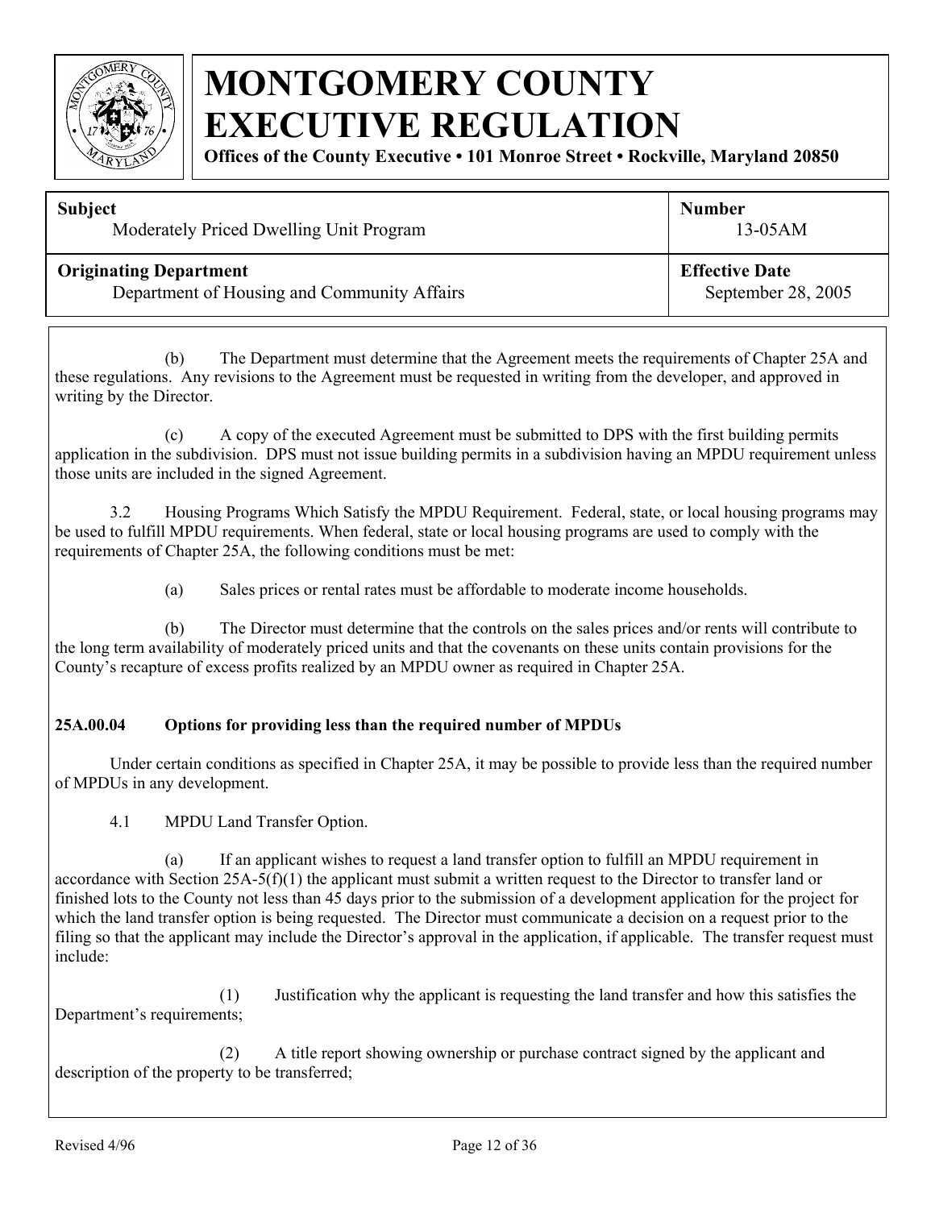(b) The Department must determine that the Agreement meets the requirements of Chapter 25A and these regulations. Any revisions to the Agreement must be requested in writing from the developer, and approved in writing by the Director.

(c) A copy of the executed Agreement must be submitted to DPS with the first building permits application in the subdivision. DPS must not issue building permits in a subdivision having an MPDU requirement unless those units are included in the signed Agreement.

3.2 Housing Programs Which Satisfy the MPDU Requirement. Federal, state, or local housing programs may be used to fulfill MPDU requirements. When federal, state or local housing programs are used to comply with the requirements of Chapter 25A, the following conditions must be met:

(a) Sales prices or rental rates must be affordable to moderate income households.

(b) The Director must determine that the controls on the sales prices and/or rents will contribute to the long term availability of moderately priced units and that the covenants on these units contain provisions for the County's recapture of excess profits realized by an MPDU owner as required in Chapter 25A.

**25A.00.04 Options for providing less than the required number of MPDUs**

Under certain conditions as specified in Chapter 25A, it may be possible to provide less than the required number of MPDUs in any development.

4.1 MPDU Land Transfer Option.

(a) If an applicant wishes to request a land transfer option to fulfill an MPDU requirement in accordance with Section 25A-5(f)(1) the applicant must submit a written request to the Director to transfer land or finished lots to the County not less than 45 days prior to the submission of a development application for the project for which the land transfer option is being requested. The Director must communicate a decision on a request prior to the filing so that the applicant may include the Director's approval in the application, if applicable. The transfer request must include:

(1) Justification why the applicant is requesting the land transfer and how this satisfies the Department's requirements;

(2) A title report showing ownership or purchase contract signed by the applicant and description of the property to be transferred;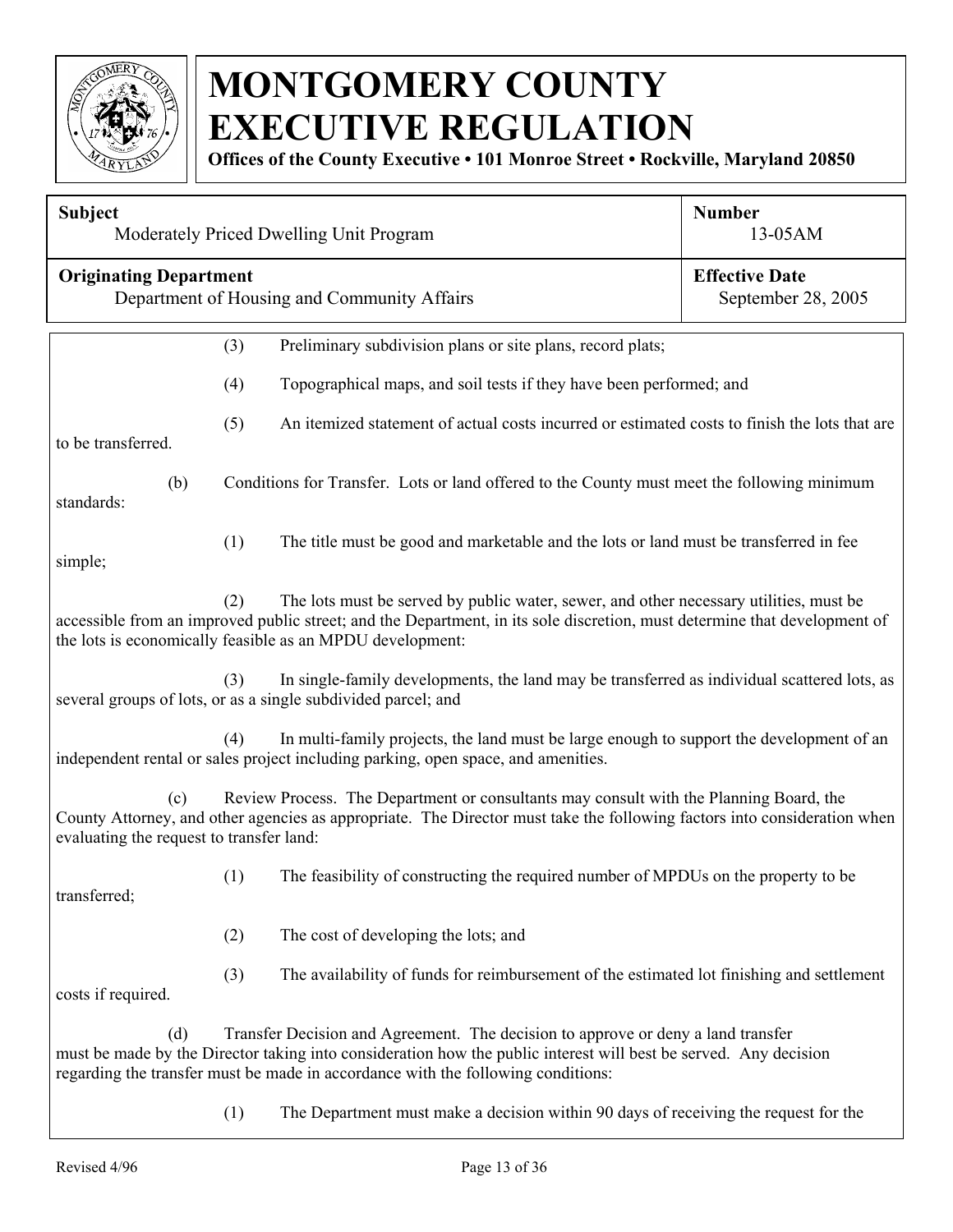(3) Preliminary subdivision plans or site plans, record plats;

(4) Topographical maps, and soil tests if they have been performed; and

(5) An itemized statement of actual costs incurred or estimated costs to finish the lots that are to be transferred.

(b) Conditions for Transfer. Lots or land offered to the County must meet the following minimum standards:

(1) The title must be good and marketable and the lots or land must be transferred in fee simple;

(2) The lots must be served by public water, sewer, and other necessary utilities, must be accessible from an improved public street; and the Department, in its sole discretion, must determine that development of the lots is economically feasible as an MPDU development:

(3) In single-family developments, the land may be transferred as individual scattered lots, as several groups of lots, or as a single subdivided parcel; and

(4) In multi-family projects, the land must be large enough to support the development of an independent rental or sales project including parking, open space, and amenities.

(c) Review Process. The Department or consultants may consult with the Planning Board, the County Attorney, and other agencies as appropriate. The Director must take the following factors into consideration when evaluating the request to transfer land:

(1) The feasibility of constructing the required number of MPDUs on the property to be transferred;

(2) The cost of developing the lots; and

(3) The availability of funds for reimbursement of the estimated lot finishing and settlement costs if required.

(d) Transfer Decision and Agreement. The decision to approve or deny a land transfer must be made by the Director taking into consideration how the public interest will best be served. Any decision regarding the transfer must be made in accordance with the following conditions:

(1) The Department must make a decision within 90 days of receiving the request for the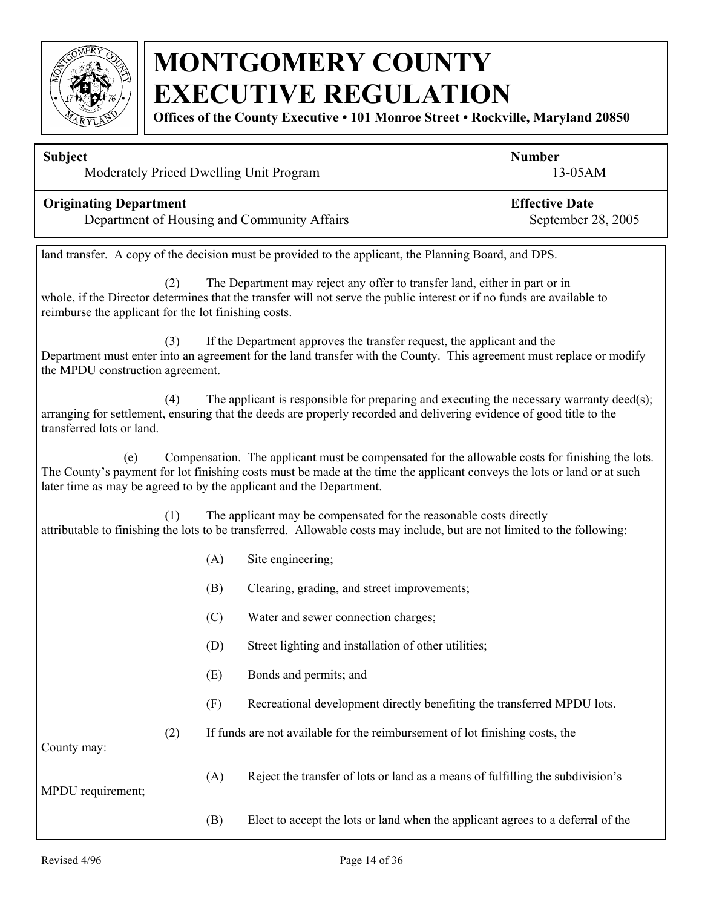land transfer. A copy of the decision must be provided to the applicant, the Planning Board, and DPS.

(2) The Department may reject any offer to transfer land, either in part or in whole, if the Director determines that the transfer will not serve the public interest or if no funds are available to reimburse the applicant for the lot finishing costs.

(3) If the Department approves the transfer request, the applicant and the Department must enter into an agreement for the land transfer with the County. This agreement must replace or modify the MPDU construction agreement.

(4) The applicant is responsible for preparing and executing the necessary warranty deed(s); arranging for settlement, ensuring that the deeds are properly recorded and delivering evidence of good title to the transferred lots or land.

(e) Compensation. The applicant must be compensated for the allowable costs for finishing the lots. The County's payment for lot finishing costs must be made at the time the applicant conveys the lots or land or at such later time as may be agreed to by the applicant and the Department.

(1) The applicant may be compensated for the reasonable costs directly attributable to finishing the lots to be transferred. Allowable costs may include, but are not limited to the following:

(A) Site engineering;

(B) Clearing, grading, and street improvements;

(C) Water and sewer connection charges;

(D) Street lighting and installation of other utilities;

(E) Bonds and permits; and

(F) Recreational development directly benefiting the transferred MPDU lots.

(2) If funds are not available for the reimbursement of lot finishing costs, the County may:

(A) Reject the transfer of lots or land as a means of fulfilling the subdivision's MPDU requirement;

(B) Elect to accept the lots or land when the applicant agrees to a deferral of the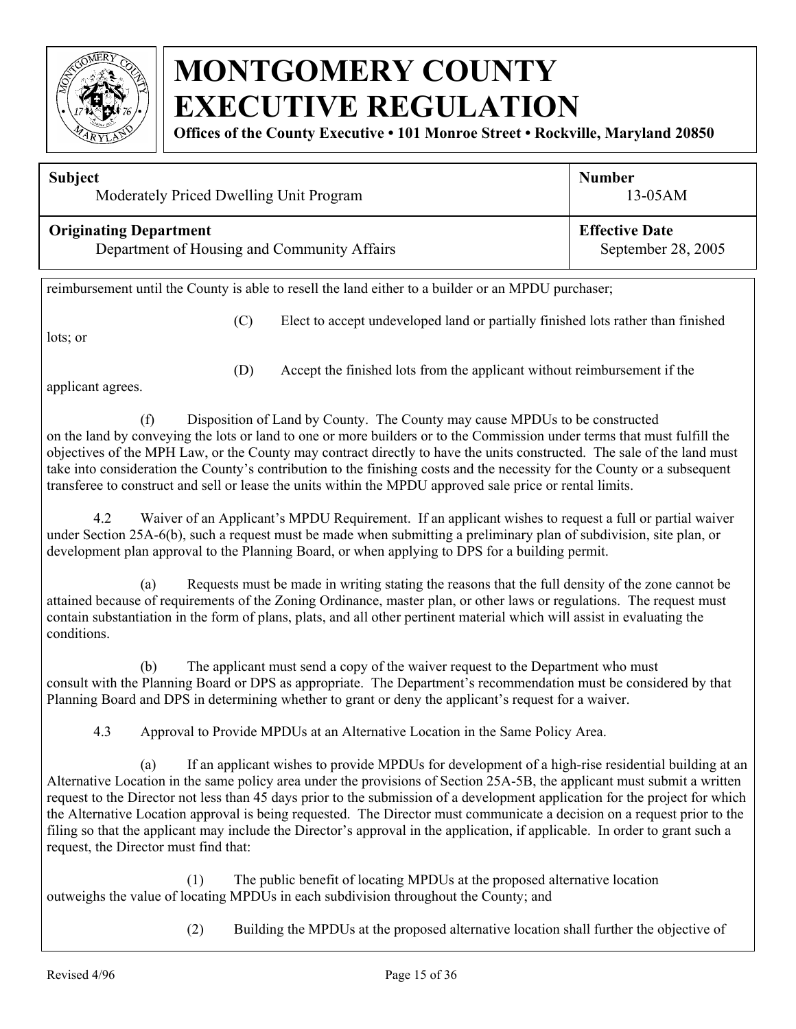reimbursement until the County is able to resell the land either to a builder or an MPDU purchaser;

(C) Elect to accept undeveloped land or partially finished lots rather than finished lots; or

(D) Accept the finished lots from the applicant without reimbursement if the applicant agrees.

(f) Disposition of Land by County. The County may cause MPDUs to be constructed on the land by conveying the lots or land to one or more builders or to the Commission under terms that must fulfill the objectives of the MPH Law, or the County may contract directly to have the units constructed. The sale of the land must take into consideration the County's contribution to the finishing costs and the necessity for the County or a subsequent transferee to construct and sell or lease the units within the MPDU approved sale price or rental limits.

4.2 Waiver of an Applicant's MPDU Requirement. If an applicant wishes to request a full or partial waiver under Section 25A-6(b), such a request must be made when submitting a preliminary plan of subdivision, site plan, or development plan approval to the Planning Board, or when applying to DPS for a building permit.

(a) Requests must be made in writing stating the reasons that the full density of the zone cannot be attained because of requirements of the Zoning Ordinance, master plan, or other laws or regulations. The request must contain substantiation in the form of plans, plats, and all other pertinent material which will assist in evaluating the conditions.

(b) The applicant must send a copy of the waiver request to the Department who must consult with the Planning Board or DPS as appropriate. The Department's recommendation must be considered by that Planning Board and DPS in determining whether to grant or deny the applicant's request for a waiver.

4.3 Approval to Provide MPDUs at an Alternative Location in the Same Policy Area.

(a) If an applicant wishes to provide MPDUs for development of a high-rise residential building at an Alternative Location in the same policy area under the provisions of Section 25A-5B, the applicant must submit a written request to the Director not less than 45 days prior to the submission of a development application for the project for which the Alternative Location approval is being requested. The Director must communicate a decision on a request prior to the filing so that the applicant may include the Director's approval in the application, if applicable. In order to grant such a request, the Director must find that:

(1) The public benefit of locating MPDUs at the proposed alternative location outweighs the value of locating MPDUs in each subdivision throughout the County; and

(2) Building the MPDUs at the proposed alternative location shall further the objective of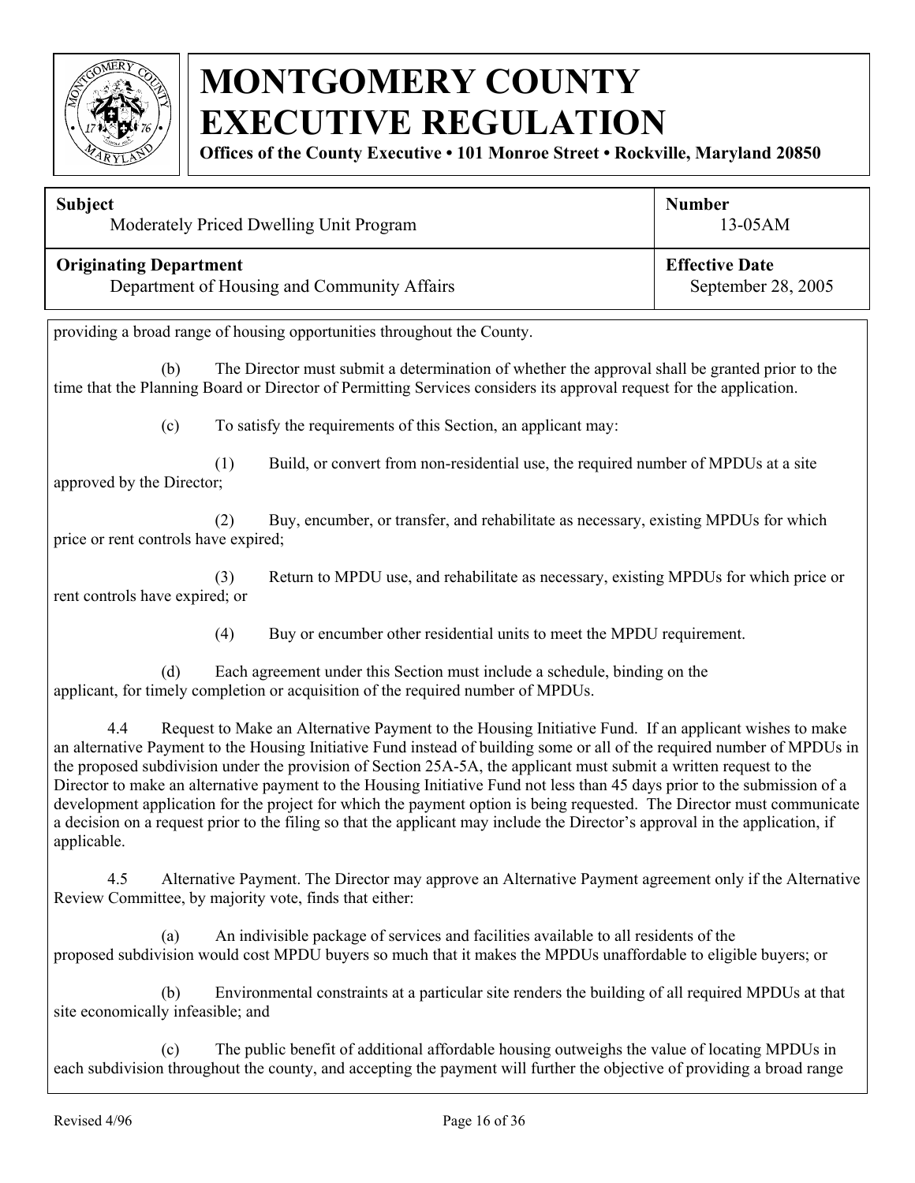providing a broad range of housing opportunities throughout the County.

(b) The Director must submit a determination of whether the approval shall be granted prior to the time that the Planning Board or Director of Permitting Services considers its approval request for the application.

(c) To satisfy the requirements of this Section, an applicant may:

(1) Build, or convert from non-residential use, the required number of MPDUs at a site approved by the Director;

(2) Buy, encumber, or transfer, and rehabilitate as necessary, existing MPDUs for which price or rent controls have expired;

(3) Return to MPDU use, and rehabilitate as necessary, existing MPDUs for which price or rent controls have expired; or

(4) Buy or encumber other residential units to meet the MPDU requirement.

(d) Each agreement under this Section must include a schedule, binding on the applicant, for timely completion or acquisition of the required number of MPDUs.

4.4 Request to Make an Alternative Payment to the Housing Initiative Fund. If an applicant wishes to make an alternative Payment to the Housing Initiative Fund instead of building some or all of the required number of MPDUs in the proposed subdivision under the provision of Section 25A-5A, the applicant must submit a written request to the Director to make an alternative payment to the Housing Initiative Fund not less than 45 days prior to the submission of a development application for the project for which the payment option is being requested. The Director must communicate a decision on a request prior to the filing so that the applicant may include the Director's approval in the application, if applicable.

4.5 Alternative Payment. The Director may approve an Alternative Payment agreement only if the Alternative Review Committee, by majority vote, finds that either:

(a) An indivisible package of services and facilities available to all residents of the proposed subdivision would cost MPDU buyers so much that it makes the MPDUs unaffordable to eligible buyers; or

(b) Environmental constraints at a particular site renders the building of all required MPDUs at that site economically infeasible; and

(c) The public benefit of additional affordable housing outweighs the value of locating MPDUs in each subdivision throughout the county, and accepting the payment will further the objective of providing a broad range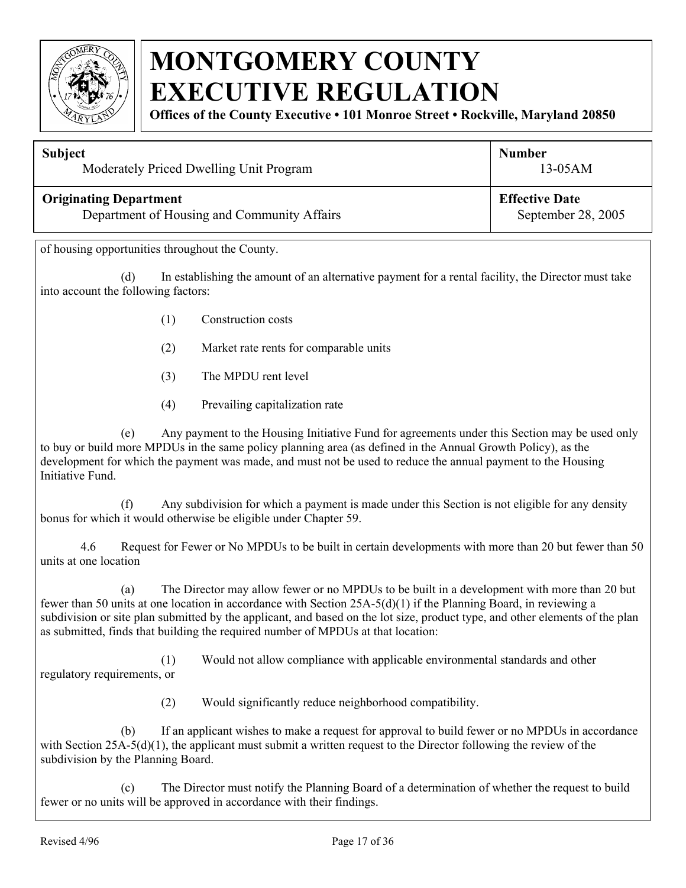of housing opportunities throughout the County.

(d) In establishing the amount of an alternative payment for a rental facility, the Director must take into account the following factors:

(1) Construction costs

(2) Market rate rents for comparable units

(3) The MPDU rent level

(4) Prevailing capitalization rate

(e) Any payment to the Housing Initiative Fund for agreements under this Section may be used only to buy or build more MPDUs in the same policy planning area (as defined in the Annual Growth Policy), as the development for which the payment was made, and must not be used to reduce the annual payment to the Housing Initiative Fund.

(f) Any subdivision for which a payment is made under this Section is not eligible for any density bonus for which it would otherwise be eligible under Chapter 59.

4.6 Request for Fewer or No MPDUs to be built in certain developments with more than 20 but fewer than 50 units at one location

(a) The Director may allow fewer or no MPDUs to be built in a development with more than 20 but fewer than 50 units at one location in accordance with Section 25A-5(d)(1) if the Planning Board, in reviewing a subdivision or site plan submitted by the applicant, and based on the lot size, product type, and other elements of the plan as submitted, finds that building the required number of MPDUs at that location:

(1) Would not allow compliance with applicable environmental standards and other regulatory requirements, or

(2) Would significantly reduce neighborhood compatibility.

(b) If an applicant wishes to make a request for approval to build fewer or no MPDUs in accordance with Section 25A-5(d)(1), the applicant must submit a written request to the Director following the review of the subdivision by the Planning Board.

(c) The Director must notify the Planning Board of a determination of whether the request to build fewer or no units will be approved in accordance with their findings.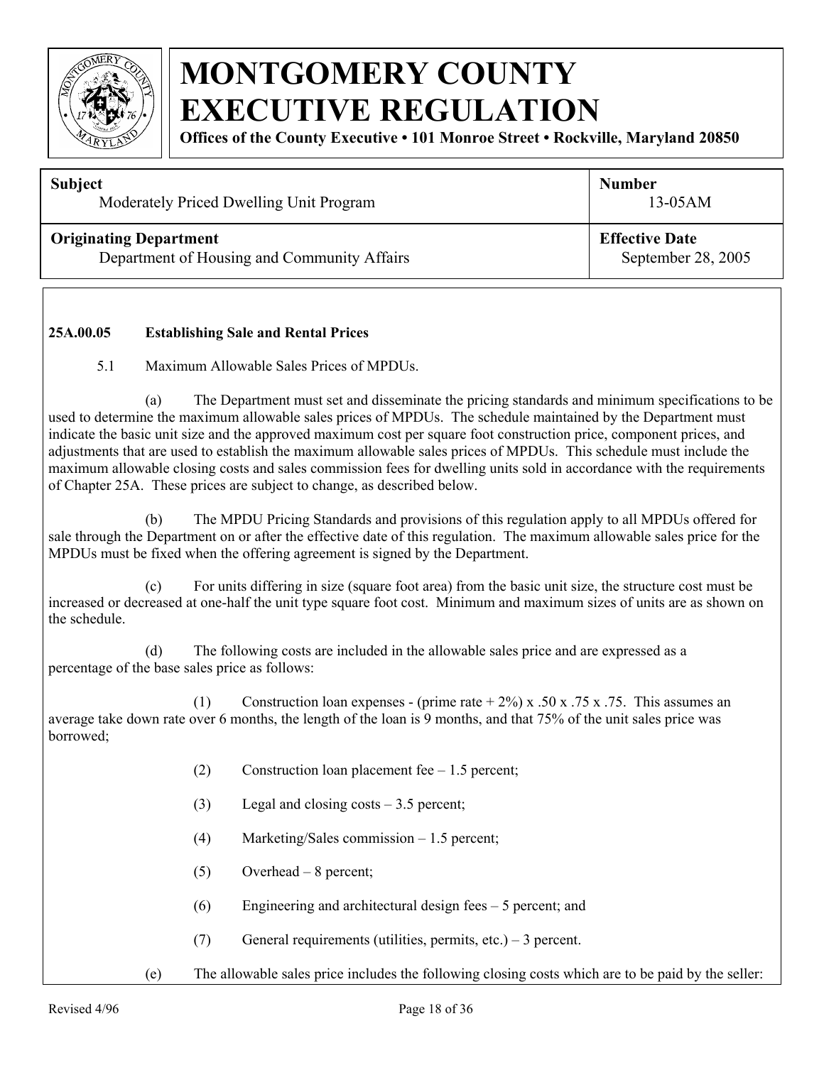# MONTGOMERY COUNTY EXECUTIVE REGULATION

**Offices of the County Executive • 101 Monroe Street • Rockville, Maryland 20850**

| Subject | Number |
| --- | --- |
| Moderately Priced Dwelling Unit Program | 13-05AM |
| **Originating Department** | **Effective Date** |
| Department of Housing and Community Affairs | September 28, 2005 |

**25A.00.05 Establishing Sale and Rental Prices**

5.1 Maximum Allowable Sales Prices of MPDUs.

(a) The Department must set and disseminate the pricing standards and minimum specifications to be used to determine the maximum allowable sales prices of MPDUs. The schedule maintained by the Department must indicate the basic unit size and the approved maximum cost per square foot construction price, component prices, and adjustments that are used to establish the maximum allowable sales prices of MPDUs. This schedule must include the maximum allowable closing costs and sales commission fees for dwelling units sold in accordance with the requirements of Chapter 25A. These prices are subject to change, as described below.

(b) The MPDU Pricing Standards and provisions of this regulation apply to all MPDUs offered for sale through the Department on or after the effective date of this regulation. The maximum allowable sales price for the MPDUs must be fixed when the offering agreement is signed by the Department.

(c) For units differing in size (square foot area) from the basic unit size, the structure cost must be increased or decreased at one-half the unit type square foot cost. Minimum and maximum sizes of units are as shown on the schedule.

(d) The following costs are included in the allowable sales price and are expressed as a percentage of the base sales price as follows:

(1) Construction loan expenses - (prime rate + 2%) x .50 x .75 x .75. This assumes an average take down rate over 6 months, the length of the loan is 9 months, and that 75% of the unit sales price was borrowed;

(2) Construction loan placement fee – 1.5 percent;

(3) Legal and closing costs – 3.5 percent;

(4) Marketing/Sales commission – 1.5 percent;

(5) Overhead – 8 percent;

(6) Engineering and architectural design fees – 5 percent; and

(7) General requirements (utilities, permits, etc.) – 3 percent.

(e) The allowable sales price includes the following closing costs which are to be paid by the seller: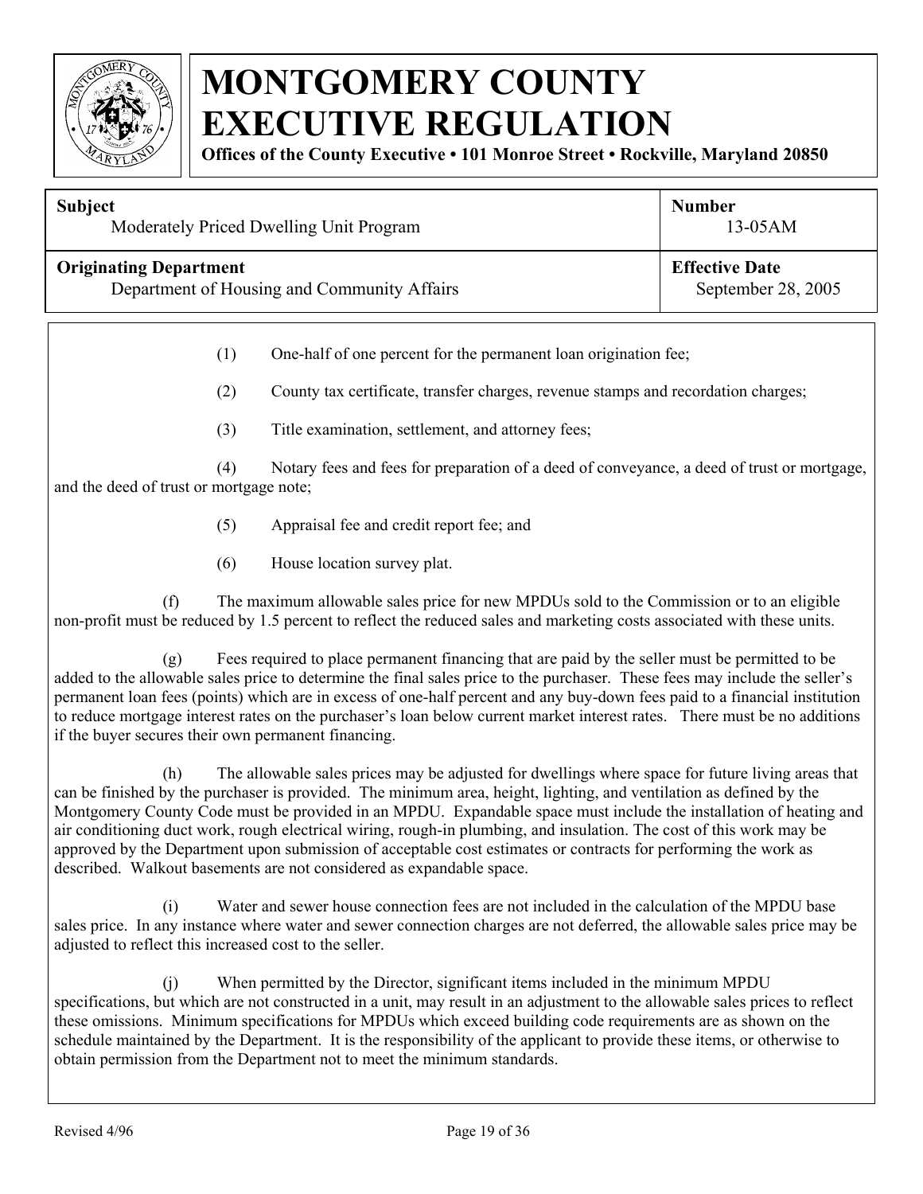(1) One-half of one percent for the permanent loan origination fee;

(2) County tax certificate, transfer charges, revenue stamps and recordation charges;

(3) Title examination, settlement, and attorney fees;

(4) Notary fees and fees for preparation of a deed of conveyance, a deed of trust or mortgage, and the deed of trust or mortgage note;

(5) Appraisal fee and credit report fee; and

(6) House location survey plat.

(f) The maximum allowable sales price for new MPDUs sold to the Commission or to an eligible non-profit must be reduced by 1.5 percent to reflect the reduced sales and marketing costs associated with these units.

(g) Fees required to place permanent financing that are paid by the seller must be permitted to be added to the allowable sales price to determine the final sales price to the purchaser. These fees may include the seller's permanent loan fees (points) which are in excess of one-half percent and any buy-down fees paid to a financial institution to reduce mortgage interest rates on the purchaser's loan below current market interest rates. There must be no additions if the buyer secures their own permanent financing.

(h) The allowable sales prices may be adjusted for dwellings where space for future living areas that can be finished by the purchaser is provided. The minimum area, height, lighting, and ventilation as defined by the Montgomery County Code must be provided in an MPDU. Expandable space must include the installation of heating and air conditioning duct work, rough electrical wiring, rough-in plumbing, and insulation. The cost of this work may be approved by the Department upon submission of acceptable cost estimates or contracts for performing the work as described. Walkout basements are not considered as expandable space.

(i) Water and sewer house connection fees are not included in the calculation of the MPDU base sales price. In any instance where water and sewer connection charges are not deferred, the allowable sales price may be adjusted to reflect this increased cost to the seller.

(j) When permitted by the Director, significant items included in the minimum MPDU specifications, but which are not constructed in a unit, may result in an adjustment to the allowable sales prices to reflect these omissions. Minimum specifications for MPDUs which exceed building code requirements are as shown on the schedule maintained by the Department. It is the responsibility of the applicant to provide these items, or otherwise to obtain permission from the Department not to meet the minimum standards.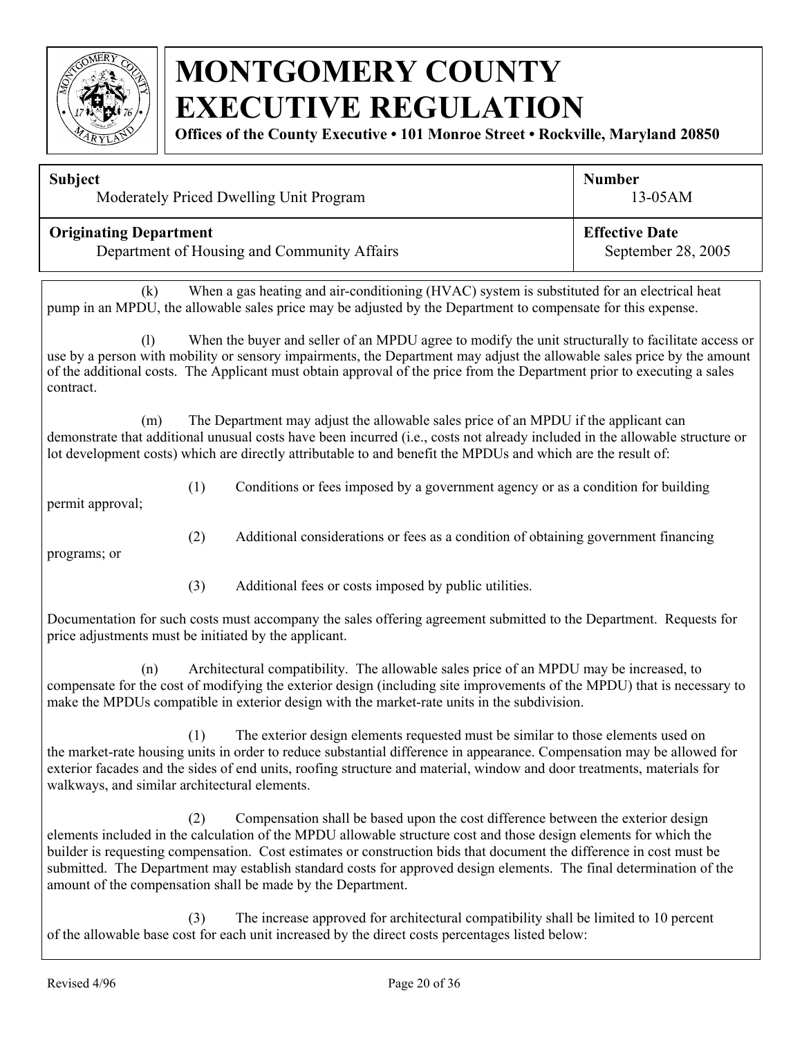# MONTGOMERY COUNTY EXECUTIVE REGULATION

**Offices of the County Executive • 101 Monroe Street • Rockville, Maryland 20850**

| **Subject** Moderately Priced Dwelling Unit Program | **Number** 13-05AM |
|---|---|
| **Originating Department** Department of Housing and Community Affairs | **Effective Date** September 28, 2005 |

(k) When a gas heating and air-conditioning (HVAC) system is substituted for an electrical heat pump in an MPDU, the allowable sales price may be adjusted by the Department to compensate for this expense.

(l) When the buyer and seller of an MPDU agree to modify the unit structurally to facilitate access or use by a person with mobility or sensory impairments, the Department may adjust the allowable sales price by the amount of the additional costs. The Applicant must obtain approval of the price from the Department prior to executing a sales contract.

(m) The Department may adjust the allowable sales price of an MPDU if the applicant can demonstrate that additional unusual costs have been incurred (i.e., costs not already included in the allowable structure or lot development costs) which are directly attributable to and benefit the MPDUs and which are the result of:

(1) Conditions or fees imposed by a government agency or as a condition for building permit approval;

(2) Additional considerations or fees as a condition of obtaining government financing programs; or

(3) Additional fees or costs imposed by public utilities.

Documentation for such costs must accompany the sales offering agreement submitted to the Department. Requests for price adjustments must be initiated by the applicant.

(n) Architectural compatibility. The allowable sales price of an MPDU may be increased, to compensate for the cost of modifying the exterior design (including site improvements of the MPDU) that is necessary to make the MPDUs compatible in exterior design with the market-rate units in the subdivision.

(1) The exterior design elements requested must be similar to those elements used on the market-rate housing units in order to reduce substantial difference in appearance. Compensation may be allowed for exterior facades and the sides of end units, roofing structure and material, window and door treatments, materials for walkways, and similar architectural elements.

(2) Compensation shall be based upon the cost difference between the exterior design elements included in the calculation of the MPDU allowable structure cost and those design elements for which the builder is requesting compensation. Cost estimates or construction bids that document the difference in cost must be submitted. The Department may establish standard costs for approved design elements. The final determination of the amount of the compensation shall be made by the Department.

(3) The increase approved for architectural compatibility shall be limited to 10 percent of the allowable base cost for each unit increased by the direct costs percentages listed below: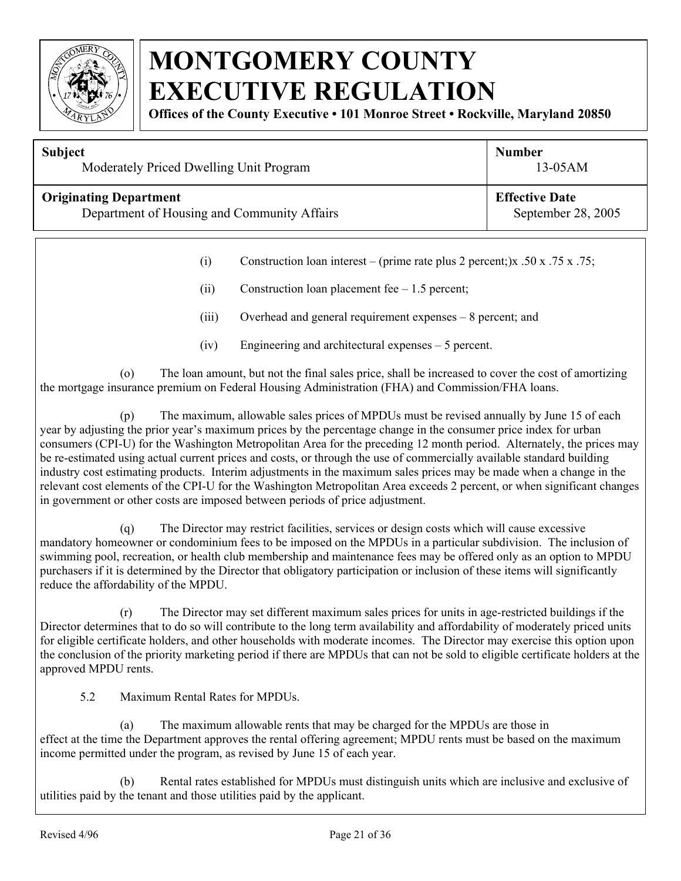# MONTGOMERY COUNTY EXECUTIVE REGULATION

**Offices of the County Executive • 101 Monroe Street • Rockville, Maryland 20850**

| **Subject** | **Number** |
|---|---|
| Moderately Priced Dwelling Unit Program | 13-05AM |
| **Originating Department** | **Effective Date** |
| Department of Housing and Community Affairs | September 28, 2005 |

(i) Construction loan interest – (prime rate plus 2 percent;)x .50 x .75 x .75;

(ii) Construction loan placement fee – 1.5 percent;

(iii) Overhead and general requirement expenses – 8 percent; and

(iv) Engineering and architectural expenses – 5 percent.

(o) The loan amount, but not the final sales price, shall be increased to cover the cost of amortizing the mortgage insurance premium on Federal Housing Administration (FHA) and Commission/FHA loans.

(p) The maximum, allowable sales prices of MPDUs must be revised annually by June 15 of each year by adjusting the prior year's maximum prices by the percentage change in the consumer price index for urban consumers (CPI-U) for the Washington Metropolitan Area for the preceding 12 month period. Alternately, the prices may be re-estimated using actual current prices and costs, or through the use of commercially available standard building industry cost estimating products. Interim adjustments in the maximum sales prices may be made when a change in the relevant cost elements of the CPI-U for the Washington Metropolitan Area exceeds 2 percent, or when significant changes in government or other costs are imposed between periods of price adjustment.

(q) The Director may restrict facilities, services or design costs which will cause excessive mandatory homeowner or condominium fees to be imposed on the MPDUs in a particular subdivision. The inclusion of swimming pool, recreation, or health club membership and maintenance fees may be offered only as an option to MPDU purchasers if it is determined by the Director that obligatory participation or inclusion of these items will significantly reduce the affordability of the MPDU.

(r) The Director may set different maximum sales prices for units in age-restricted buildings if the Director determines that to do so will contribute to the long term availability and affordability of moderately priced units for eligible certificate holders, and other households with moderate incomes. The Director may exercise this option upon the conclusion of the priority marketing period if there are MPDUs that can not be sold to eligible certificate holders at the approved MPDU rents.

5.2 Maximum Rental Rates for MPDUs.

(a) The maximum allowable rents that may be charged for the MPDUs are those in effect at the time the Department approves the rental offering agreement; MPDU rents must be based on the maximum income permitted under the program, as revised by June 15 of each year.

(b) Rental rates established for MPDUs must distinguish units which are inclusive and exclusive of utilities paid by the tenant and those utilities paid by the applicant.

Revised 4/96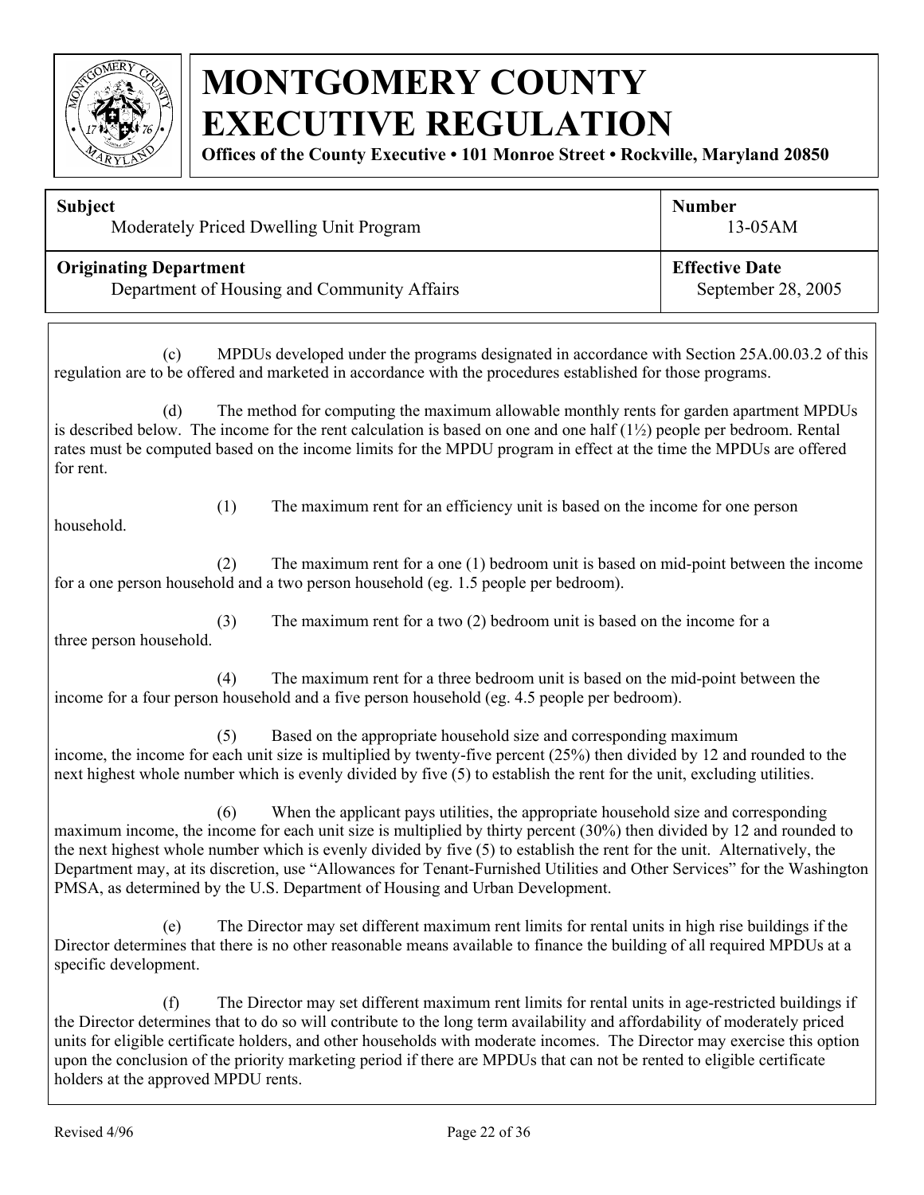# MONTGOMERY COUNTY EXECUTIVE REGULATION

**Offices of the County Executive • 101 Monroe Street • Rockville, Maryland 20850**

| **Subject** | **Number** |
|---|---|
| Moderately Priced Dwelling Unit Program | 13-05AM |
| **Originating Department** | **Effective Date** |
| Department of Housing and Community Affairs | September 28, 2005 |

(c) MPDUs developed under the programs designated in accordance with Section 25A.00.03.2 of this regulation are to be offered and marketed in accordance with the procedures established for those programs.

(d) The method for computing the maximum allowable monthly rents for garden apartment MPDUs is described below. The income for the rent calculation is based on one and one half (1½) people per bedroom. Rental rates must be computed based on the income limits for the MPDU program in effect at the time the MPDUs are offered for rent.

(1) The maximum rent for an efficiency unit is based on the income for one person household.

(2) The maximum rent for a one (1) bedroom unit is based on mid-point between the income for a one person household and a two person household (eg. 1.5 people per bedroom).

(3) The maximum rent for a two (2) bedroom unit is based on the income for a three person household.

(4) The maximum rent for a three bedroom unit is based on the mid-point between the income for a four person household and a five person household (eg. 4.5 people per bedroom).

(5) Based on the appropriate household size and corresponding maximum income, the income for each unit size is multiplied by twenty-five percent (25%) then divided by 12 and rounded to the next highest whole number which is evenly divided by five (5) to establish the rent for the unit, excluding utilities.

(6) When the applicant pays utilities, the appropriate household size and corresponding maximum income, the income for each unit size is multiplied by thirty percent (30%) then divided by 12 and rounded to the next highest whole number which is evenly divided by five (5) to establish the rent for the unit. Alternatively, the Department may, at its discretion, use "Allowances for Tenant-Furnished Utilities and Other Services" for the Washington PMSA, as determined by the U.S. Department of Housing and Urban Development.

(e) The Director may set different maximum rent limits for rental units in high rise buildings if the Director determines that there is no other reasonable means available to finance the building of all required MPDUs at a specific development.

(f) The Director may set different maximum rent limits for rental units in age-restricted buildings if the Director determines that to do so will contribute to the long term availability and affordability of moderately priced units for eligible certificate holders, and other households with moderate incomes. The Director may exercise this option upon the conclusion of the priority marketing period if there are MPDUs that can not be rented to eligible certificate holders at the approved MPDU rents.

Revised 4/96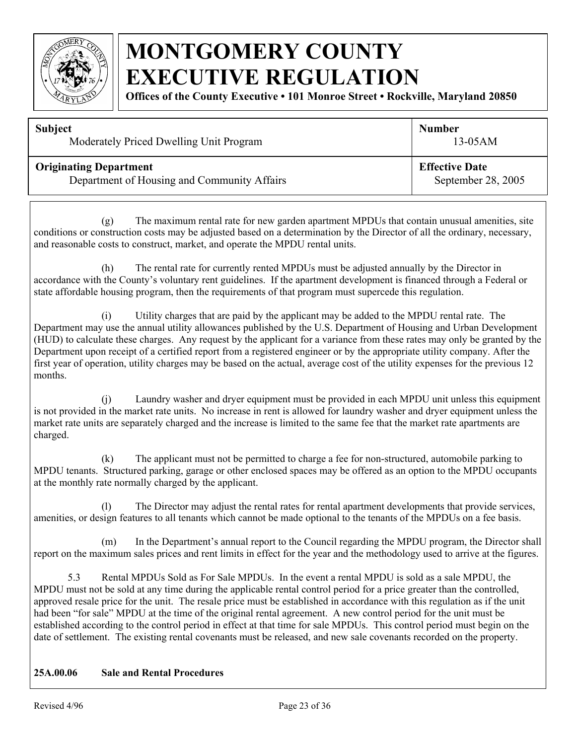# MONTGOMERY COUNTY EXECUTIVE REGULATION

**Offices of the County Executive • 101 Monroe Street • Rockville, Maryland 20850**

| **Subject** | **Number** |
|---|---|
| Moderately Priced Dwelling Unit Program | 13-05AM |
| **Originating Department** | **Effective Date** |
| Department of Housing and Community Affairs | September 28, 2005 |

(g) The maximum rental rate for new garden apartment MPDUs that contain unusual amenities, site conditions or construction costs may be adjusted based on a determination by the Director of all the ordinary, necessary, and reasonable costs to construct, market, and operate the MPDU rental units.

(h) The rental rate for currently rented MPDUs must be adjusted annually by the Director in accordance with the County's voluntary rent guidelines. If the apartment development is financed through a Federal or state affordable housing program, then the requirements of that program must supercede this regulation.

(i) Utility charges that are paid by the applicant may be added to the MPDU rental rate. The Department may use the annual utility allowances published by the U.S. Department of Housing and Urban Development (HUD) to calculate these charges. Any request by the applicant for a variance from these rates may only be granted by the Department upon receipt of a certified report from a registered engineer or by the appropriate utility company. After the first year of operation, utility charges may be based on the actual, average cost of the utility expenses for the previous 12 months.

(j) Laundry washer and dryer equipment must be provided in each MPDU unit unless this equipment is not provided in the market rate units. No increase in rent is allowed for laundry washer and dryer equipment unless the market rate units are separately charged and the increase is limited to the same fee that the market rate apartments are charged.

(k) The applicant must not be permitted to charge a fee for non-structured, automobile parking to MPDU tenants. Structured parking, garage or other enclosed spaces may be offered as an option to the MPDU occupants at the monthly rate normally charged by the applicant.

(l) The Director may adjust the rental rates for rental apartment developments that provide services, amenities, or design features to all tenants which cannot be made optional to the tenants of the MPDUs on a fee basis.

(m) In the Department's annual report to the Council regarding the MPDU program, the Director shall report on the maximum sales prices and rent limits in effect for the year and the methodology used to arrive at the figures.

5.3 Rental MPDUs Sold as For Sale MPDUs. In the event a rental MPDU is sold as a sale MPDU, the MPDU must not be sold at any time during the applicable rental control period for a price greater than the controlled, approved resale price for the unit. The resale price must be established in accordance with this regulation as if the unit had been "for sale" MPDU at the time of the original rental agreement. A new control period for the unit must be established according to the control period in effect at that time for sale MPDUs. This control period must begin on the date of settlement. The existing rental covenants must be released, and new sale covenants recorded on the property.

**25A.00.06 Sale and Rental Procedures**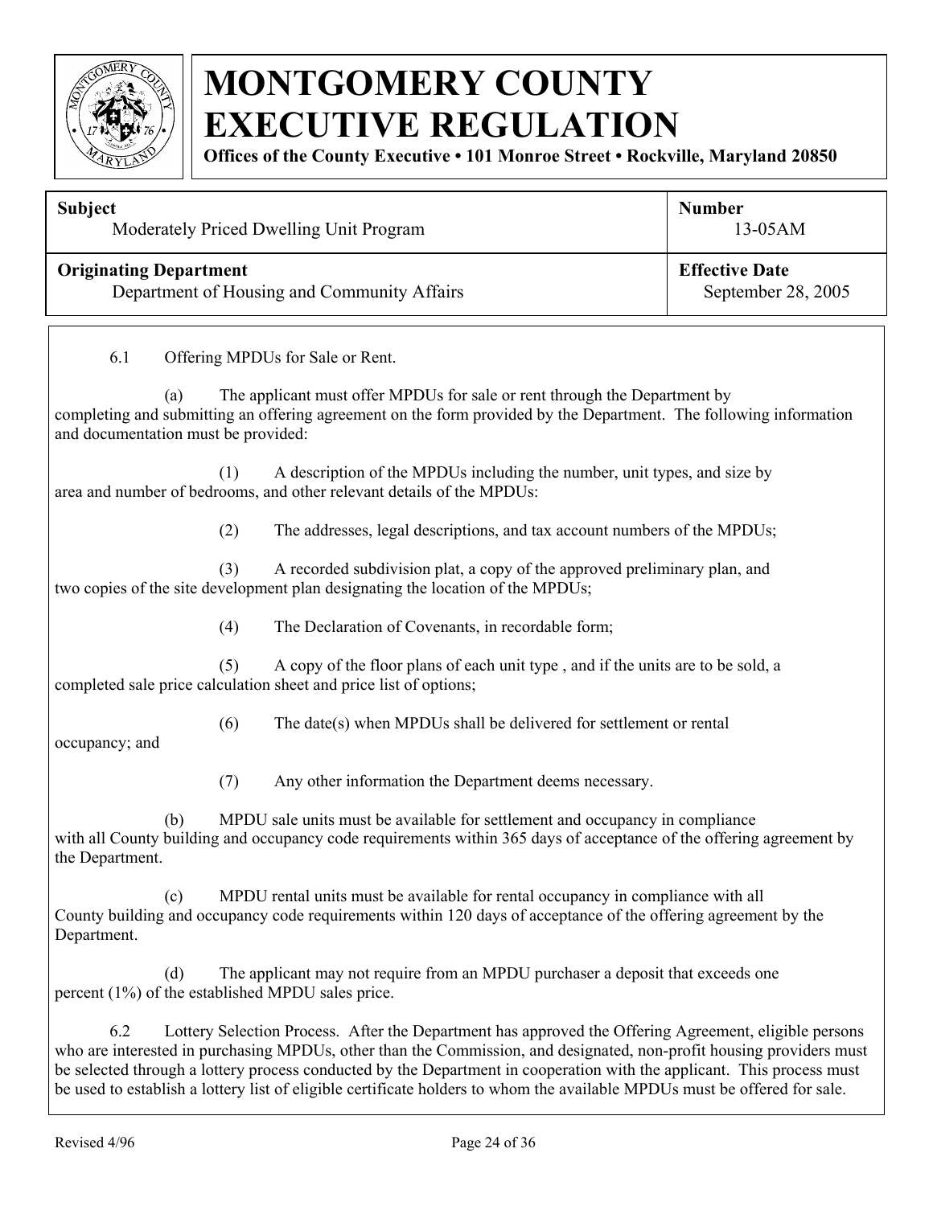# MONTGOMERY COUNTY EXECUTIVE REGULATION

**Offices of the County Executive • 101 Monroe Street • Rockville, Maryland 20850**

| **Subject** | **Number** |
|---|---|
| Moderately Priced Dwelling Unit Program | 13-05AM |
| **Originating Department** | **Effective Date** |
| Department of Housing and Community Affairs | September 28, 2005 |

6.1 Offering MPDUs for Sale or Rent.

(a) The applicant must offer MPDUs for sale or rent through the Department by completing and submitting an offering agreement on the form provided by the Department. The following information and documentation must be provided:

(1) A description of the MPDUs including the number, unit types, and size by area and number of bedrooms, and other relevant details of the MPDUs:

(2) The addresses, legal descriptions, and tax account numbers of the MPDUs;

(3) A recorded subdivision plat, a copy of the approved preliminary plan, and two copies of the site development plan designating the location of the MPDUs;

(4) The Declaration of Covenants, in recordable form;

(5) A copy of the floor plans of each unit type , and if the units are to be sold, a completed sale price calculation sheet and price list of options;

(6) The date(s) when MPDUs shall be delivered for settlement or rental occupancy; and

(7) Any other information the Department deems necessary.

(b) MPDU sale units must be available for settlement and occupancy in compliance with all County building and occupancy code requirements within 365 days of acceptance of the offering agreement by the Department.

(c) MPDU rental units must be available for rental occupancy in compliance with all County building and occupancy code requirements within 120 days of acceptance of the offering agreement by the Department.

(d) The applicant may not require from an MPDU purchaser a deposit that exceeds one percent (1%) of the established MPDU sales price.

6.2 Lottery Selection Process. After the Department has approved the Offering Agreement, eligible persons who are interested in purchasing MPDUs, other than the Commission, and designated, non-profit housing providers must be selected through a lottery process conducted by the Department in cooperation with the applicant. This process must be used to establish a lottery list of eligible certificate holders to whom the available MPDUs must be offered for sale.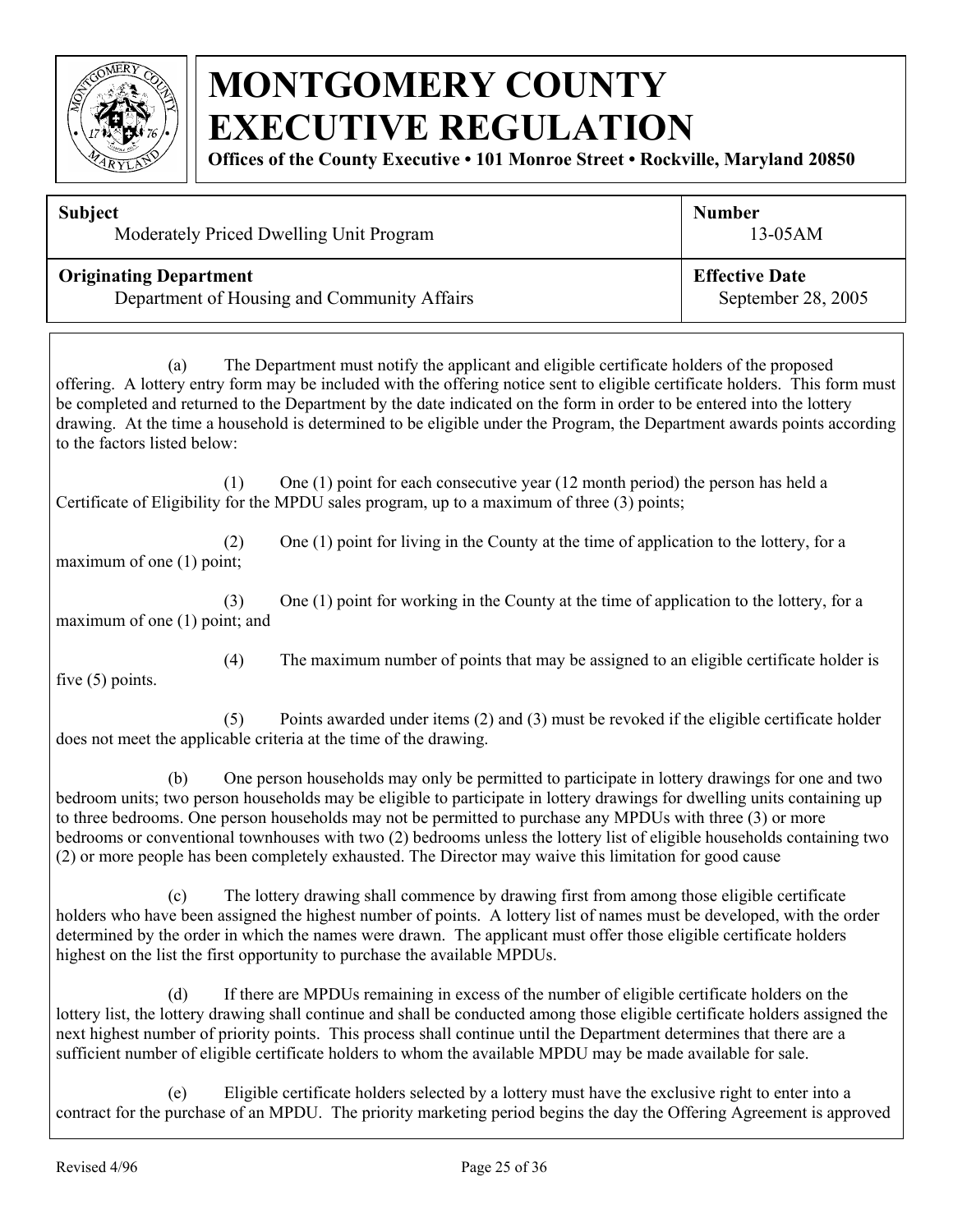(a) The Department must notify the applicant and eligible certificate holders of the proposed offering. A lottery entry form may be included with the offering notice sent to eligible certificate holders. This form must be completed and returned to the Department by the date indicated on the form in order to be entered into the lottery drawing. At the time a household is determined to be eligible under the Program, the Department awards points according to the factors listed below:

(1) One (1) point for each consecutive year (12 month period) the person has held a Certificate of Eligibility for the MPDU sales program, up to a maximum of three (3) points;

(2) One (1) point for living in the County at the time of application to the lottery, for a maximum of one (1) point;

(3) One (1) point for working in the County at the time of application to the lottery, for a maximum of one (1) point; and

(4) The maximum number of points that may be assigned to an eligible certificate holder is five (5) points.

(5) Points awarded under items (2) and (3) must be revoked if the eligible certificate holder does not meet the applicable criteria at the time of the drawing.

(b) One person households may only be permitted to participate in lottery drawings for one and two bedroom units; two person households may be eligible to participate in lottery drawings for dwelling units containing up to three bedrooms. One person households may not be permitted to purchase any MPDUs with three (3) or more bedrooms or conventional townhouses with two (2) bedrooms unless the lottery list of eligible households containing two (2) or more people has been completely exhausted. The Director may waive this limitation for good cause

(c) The lottery drawing shall commence by drawing first from among those eligible certificate holders who have been assigned the highest number of points. A lottery list of names must be developed, with the order determined by the order in which the names were drawn. The applicant must offer those eligible certificate holders highest on the list the first opportunity to purchase the available MPDUs.

(d) If there are MPDUs remaining in excess of the number of eligible certificate holders on the lottery list, the lottery drawing shall continue and shall be conducted among those eligible certificate holders assigned the next highest number of priority points. This process shall continue until the Department determines that there are a sufficient number of eligible certificate holders to whom the available MPDU may be made available for sale.

(e) Eligible certificate holders selected by a lottery must have the exclusive right to enter into a contract for the purchase of an MPDU. The priority marketing period begins the day the Offering Agreement is approved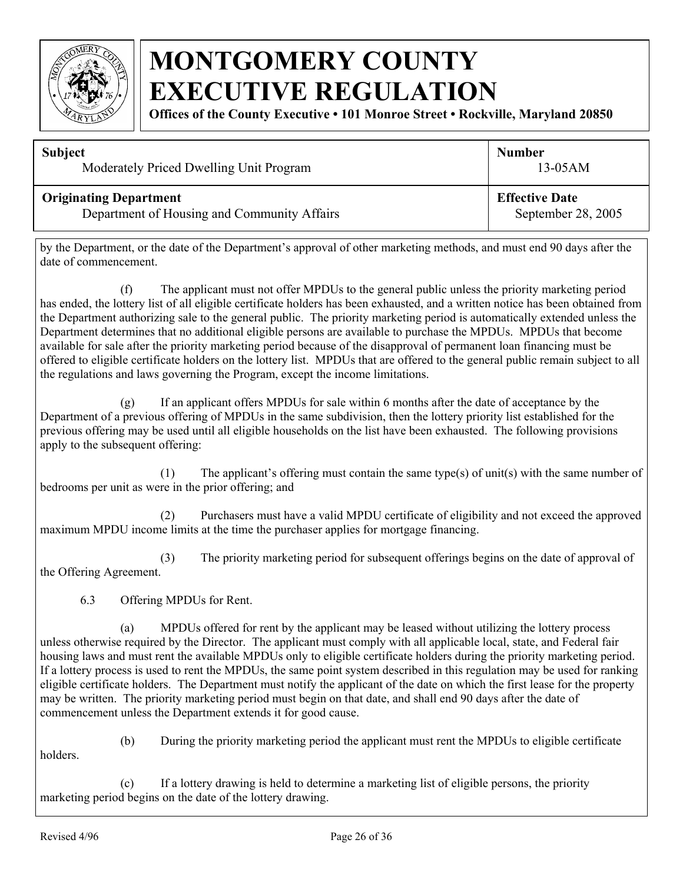by the Department, or the date of the Department's approval of other marketing methods, and must end 90 days after the date of commencement.

(f) The applicant must not offer MPDUs to the general public unless the priority marketing period has ended, the lottery list of all eligible certificate holders has been exhausted, and a written notice has been obtained from the Department authorizing sale to the general public. The priority marketing period is automatically extended unless the Department determines that no additional eligible persons are available to purchase the MPDUs. MPDUs that become available for sale after the priority marketing period because of the disapproval of permanent loan financing must be offered to eligible certificate holders on the lottery list. MPDUs that are offered to the general public remain subject to all the regulations and laws governing the Program, except the income limitations.

(g) If an applicant offers MPDUs for sale within 6 months after the date of acceptance by the Department of a previous offering of MPDUs in the same subdivision, then the lottery priority list established for the previous offering may be used until all eligible households on the list have been exhausted. The following provisions apply to the subsequent offering:

(1) The applicant's offering must contain the same type(s) of unit(s) with the same number of bedrooms per unit as were in the prior offering; and

(2) Purchasers must have a valid MPDU certificate of eligibility and not exceed the approved maximum MPDU income limits at the time the purchaser applies for mortgage financing.

(3) The priority marketing period for subsequent offerings begins on the date of approval of the Offering Agreement.

6.3 Offering MPDUs for Rent.

(a) MPDUs offered for rent by the applicant may be leased without utilizing the lottery process unless otherwise required by the Director. The applicant must comply with all applicable local, state, and Federal fair housing laws and must rent the available MPDUs only to eligible certificate holders during the priority marketing period. If a lottery process is used to rent the MPDUs, the same point system described in this regulation may be used for ranking eligible certificate holders. The Department must notify the applicant of the date on which the first lease for the property may be written. The priority marketing period must begin on that date, and shall end 90 days after the date of commencement unless the Department extends it for good cause.

(b) During the priority marketing period the applicant must rent the MPDUs to eligible certificate holders.

(c) If a lottery drawing is held to determine a marketing list of eligible persons, the priority marketing period begins on the date of the lottery drawing.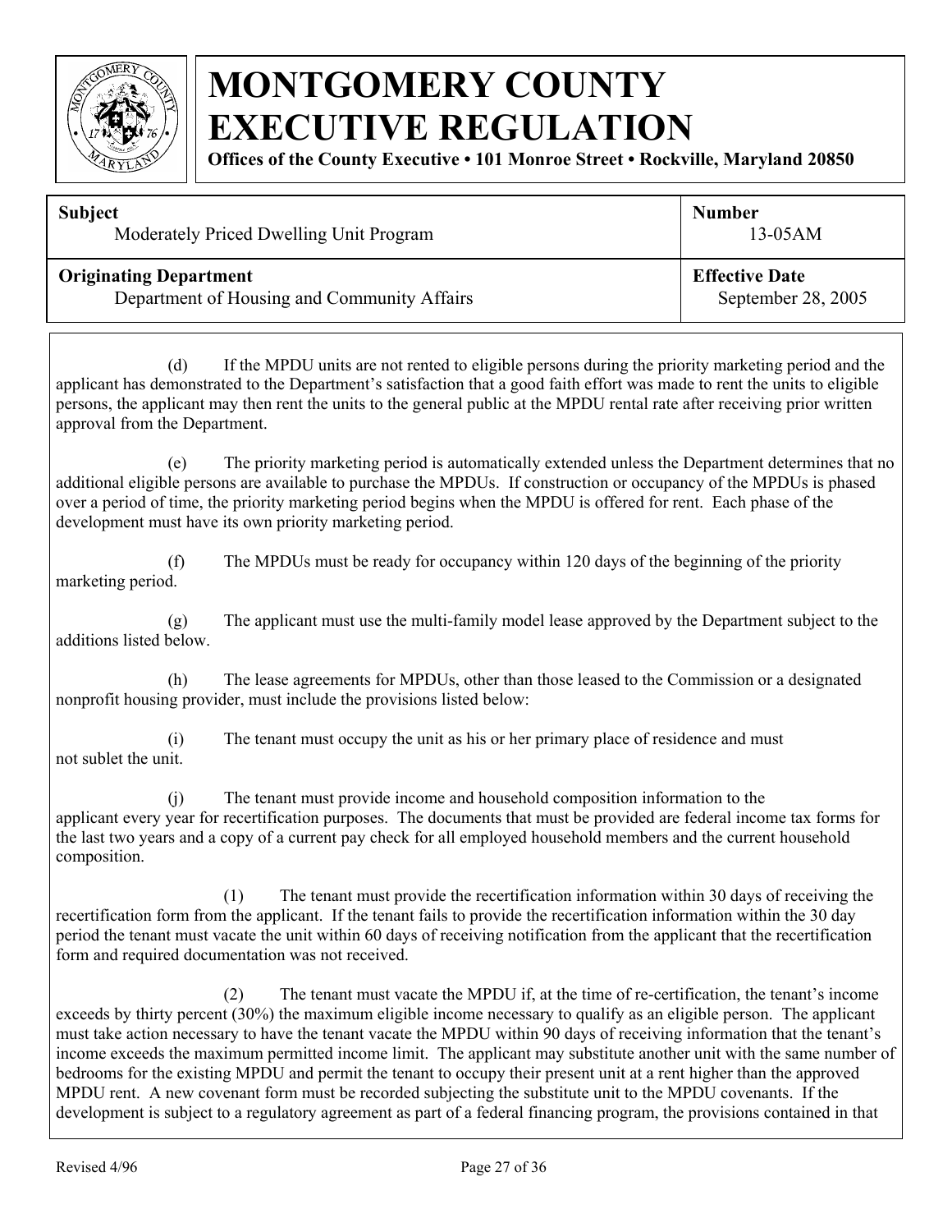(d) If the MPDU units are not rented to eligible persons during the priority marketing period and the applicant has demonstrated to the Department's satisfaction that a good faith effort was made to rent the units to eligible persons, the applicant may then rent the units to the general public at the MPDU rental rate after receiving prior written approval from the Department.

(e) The priority marketing period is automatically extended unless the Department determines that no additional eligible persons are available to purchase the MPDUs. If construction or occupancy of the MPDUs is phased over a period of time, the priority marketing period begins when the MPDU is offered for rent. Each phase of the development must have its own priority marketing period.

(f) The MPDUs must be ready for occupancy within 120 days of the beginning of the priority marketing period.

(g) The applicant must use the multi-family model lease approved by the Department subject to the additions listed below.

(h) The lease agreements for MPDUs, other than those leased to the Commission or a designated nonprofit housing provider, must include the provisions listed below:

(i) The tenant must occupy the unit as his or her primary place of residence and must not sublet the unit.

(j) The tenant must provide income and household composition information to the applicant every year for recertification purposes. The documents that must be provided are federal income tax forms for the last two years and a copy of a current pay check for all employed household members and the current household composition.

(1) The tenant must provide the recertification information within 30 days of receiving the recertification form from the applicant. If the tenant fails to provide the recertification information within the 30 day period the tenant must vacate the unit within 60 days of receiving notification from the applicant that the recertification form and required documentation was not received.

(2) The tenant must vacate the MPDU if, at the time of re-certification, the tenant's income exceeds by thirty percent (30%) the maximum eligible income necessary to qualify as an eligible person. The applicant must take action necessary to have the tenant vacate the MPDU within 90 days of receiving information that the tenant's income exceeds the maximum permitted income limit. The applicant may substitute another unit with the same number of bedrooms for the existing MPDU and permit the tenant to occupy their present unit at a rent higher than the approved MPDU rent. A new covenant form must be recorded subjecting the substitute unit to the MPDU covenants. If the development is subject to a regulatory agreement as part of a federal financing program, the provisions contained in that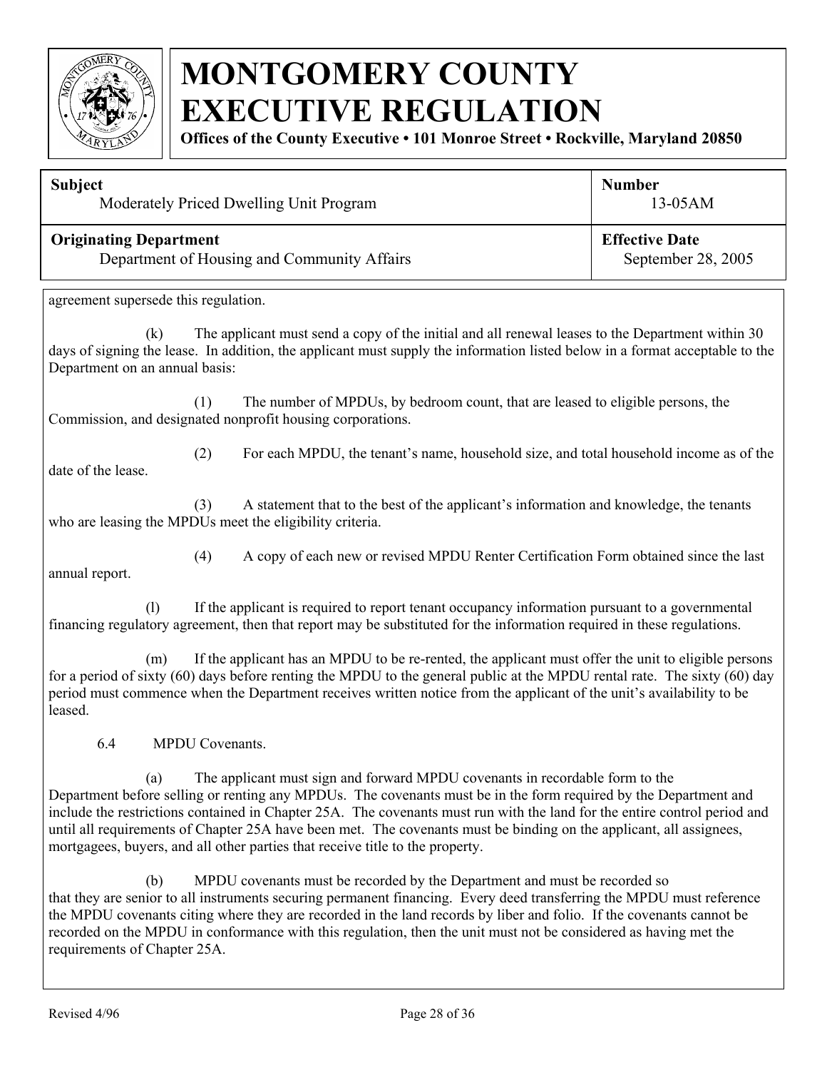agreement supersede this regulation.

(k) The applicant must send a copy of the initial and all renewal leases to the Department within 30 days of signing the lease. In addition, the applicant must supply the information listed below in a format acceptable to the Department on an annual basis:

(1) The number of MPDUs, by bedroom count, that are leased to eligible persons, the Commission, and designated nonprofit housing corporations.

(2) For each MPDU, the tenant's name, household size, and total household income as of the date of the lease.

(3) A statement that to the best of the applicant's information and knowledge, the tenants who are leasing the MPDUs meet the eligibility criteria.

(4) A copy of each new or revised MPDU Renter Certification Form obtained since the last annual report.

(l) If the applicant is required to report tenant occupancy information pursuant to a governmental financing regulatory agreement, then that report may be substituted for the information required in these regulations.

(m) If the applicant has an MPDU to be re-rented, the applicant must offer the unit to eligible persons for a period of sixty (60) days before renting the MPDU to the general public at the MPDU rental rate. The sixty (60) day period must commence when the Department receives written notice from the applicant of the unit's availability to be leased.

6.4 MPDU Covenants.

(a) The applicant must sign and forward MPDU covenants in recordable form to the Department before selling or renting any MPDUs. The covenants must be in the form required by the Department and include the restrictions contained in Chapter 25A. The covenants must run with the land for the entire control period and until all requirements of Chapter 25A have been met. The covenants must be binding on the applicant, all assignees, mortgagees, buyers, and all other parties that receive title to the property.

(b) MPDU covenants must be recorded by the Department and must be recorded so that they are senior to all instruments securing permanent financing. Every deed transferring the MPDU must reference the MPDU covenants citing where they are recorded in the land records by liber and folio. If the covenants cannot be recorded on the MPDU in conformance with this regulation, then the unit must not be considered as having met the requirements of Chapter 25A.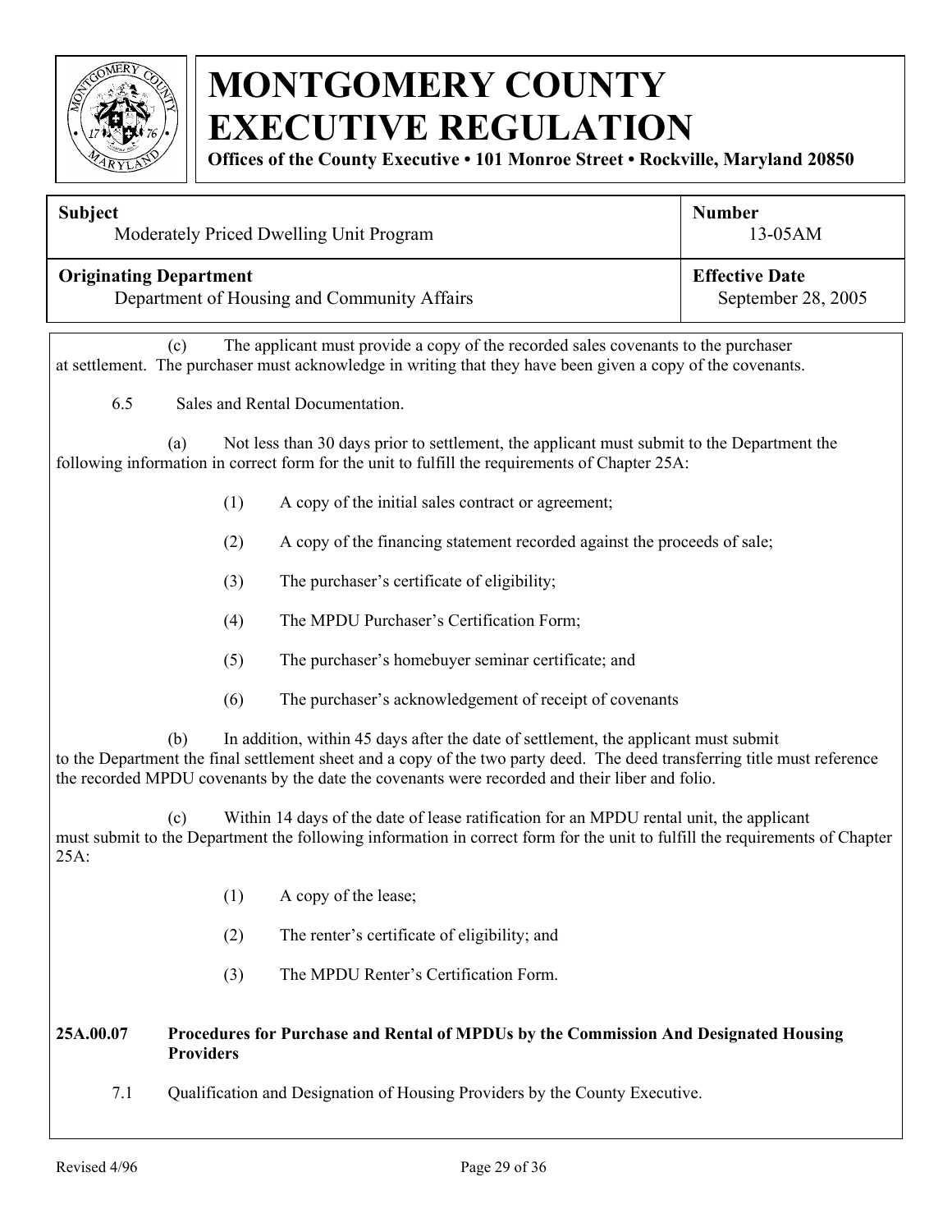(c) The applicant must provide a copy of the recorded sales covenants to the purchaser at settlement. The purchaser must acknowledge in writing that they have been given a copy of the covenants.

6.5 Sales and Rental Documentation.

(a) Not less than 30 days prior to settlement, the applicant must submit to the Department the following information in correct form for the unit to fulfill the requirements of Chapter 25A:

(1) A copy of the initial sales contract or agreement;

(2) A copy of the financing statement recorded against the proceeds of sale;

(3) The purchaser's certificate of eligibility;

(4) The MPDU Purchaser's Certification Form;

(5) The purchaser's homebuyer seminar certificate; and

(6) The purchaser's acknowledgement of receipt of covenants

(b) In addition, within 45 days after the date of settlement, the applicant must submit to the Department the final settlement sheet and a copy of the two party deed. The deed transferring title must reference the recorded MPDU covenants by the date the covenants were recorded and their liber and folio.

(c) Within 14 days of the date of lease ratification for an MPDU rental unit, the applicant must submit to the Department the following information in correct form for the unit to fulfill the requirements of Chapter 25A:

(1) A copy of the lease;

(2) The renter's certificate of eligibility; and

(3) The MPDU Renter's Certification Form.

**25A.00.07 Procedures for Purchase and Rental of MPDUs by the Commission And Designated Housing Providers**

7.1 Qualification and Designation of Housing Providers by the County Executive.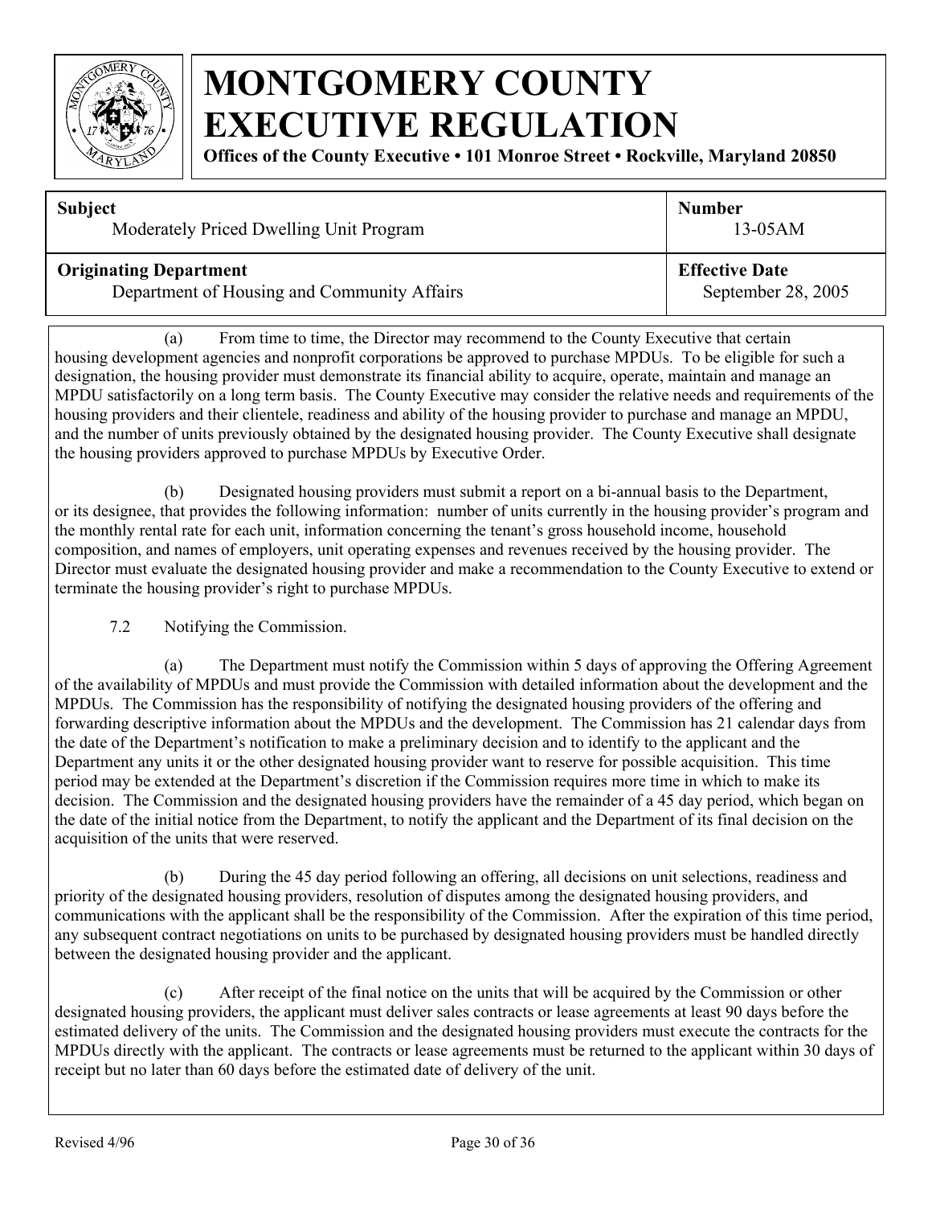(a) From time to time, the Director may recommend to the County Executive that certain housing development agencies and nonprofit corporations be approved to purchase MPDUs. To be eligible for such a designation, the housing provider must demonstrate its financial ability to acquire, operate, maintain and manage an MPDU satisfactorily on a long term basis. The County Executive may consider the relative needs and requirements of the housing providers and their clientele, readiness and ability of the housing provider to purchase and manage an MPDU, and the number of units previously obtained by the designated housing provider. The County Executive shall designate the housing providers approved to purchase MPDUs by Executive Order.

(b) Designated housing providers must submit a report on a bi-annual basis to the Department, or its designee, that provides the following information: number of units currently in the housing provider's program and the monthly rental rate for each unit, information concerning the tenant's gross household income, household composition, and names of employers, unit operating expenses and revenues received by the housing provider. The Director must evaluate the designated housing provider and make a recommendation to the County Executive to extend or terminate the housing provider's right to purchase MPDUs.

7.2 Notifying the Commission.

(a) The Department must notify the Commission within 5 days of approving the Offering Agreement of the availability of MPDUs and must provide the Commission with detailed information about the development and the MPDUs. The Commission has the responsibility of notifying the designated housing providers of the offering and forwarding descriptive information about the MPDUs and the development. The Commission has 21 calendar days from the date of the Department's notification to make a preliminary decision and to identify to the applicant and the Department any units it or the other designated housing provider want to reserve for possible acquisition. This time period may be extended at the Department's discretion if the Commission requires more time in which to make its decision. The Commission and the designated housing providers have the remainder of a 45 day period, which began on the date of the initial notice from the Department, to notify the applicant and the Department of its final decision on the acquisition of the units that were reserved.

(b) During the 45 day period following an offering, all decisions on unit selections, readiness and priority of the designated housing providers, resolution of disputes among the designated housing providers, and communications with the applicant shall be the responsibility of the Commission. After the expiration of this time period, any subsequent contract negotiations on units to be purchased by designated housing providers must be handled directly between the designated housing provider and the applicant.

(c) After receipt of the final notice on the units that will be acquired by the Commission or other designated housing providers, the applicant must deliver sales contracts or lease agreements at least 90 days before the estimated delivery of the units. The Commission and the designated housing providers must execute the contracts for the MPDUs directly with the applicant. The contracts or lease agreements must be returned to the applicant within 30 days of receipt but no later than 60 days before the estimated date of delivery of the unit.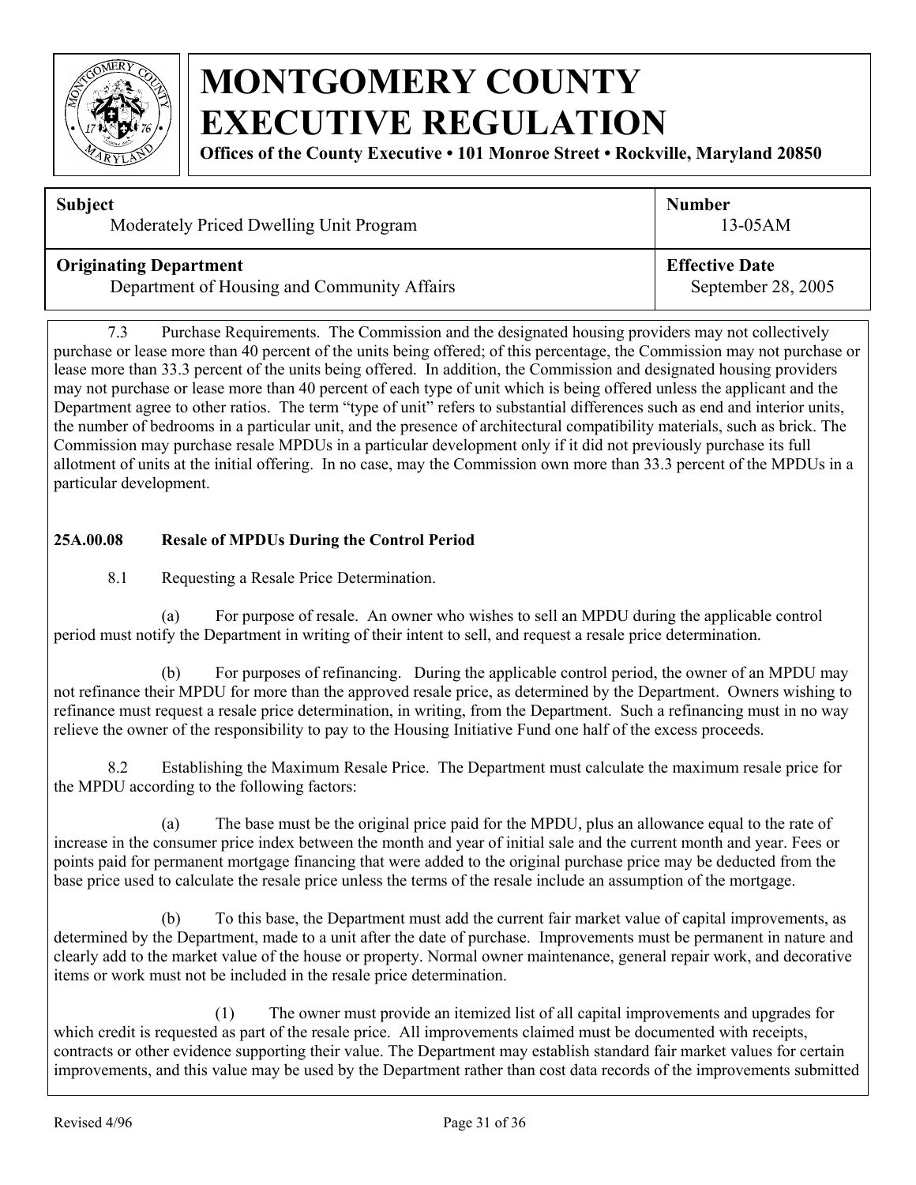7.3 Purchase Requirements. The Commission and the designated housing providers may not collectively purchase or lease more than 40 percent of the units being offered; of this percentage, the Commission may not purchase or lease more than 33.3 percent of the units being offered. In addition, the Commission and designated housing providers may not purchase or lease more than 40 percent of each type of unit which is being offered unless the applicant and the Department agree to other ratios. The term "type of unit" refers to substantial differences such as end and interior units, the number of bedrooms in a particular unit, and the presence of architectural compatibility materials, such as brick. The Commission may purchase resale MPDUs in a particular development only if it did not previously purchase its full allotment of units at the initial offering. In no case, may the Commission own more than 33.3 percent of the MPDUs in a particular development.

**25A.00.08 Resale of MPDUs During the Control Period**

8.1 Requesting a Resale Price Determination.

(a) For purpose of resale. An owner who wishes to sell an MPDU during the applicable control period must notify the Department in writing of their intent to sell, and request a resale price determination.

(b) For purposes of refinancing. During the applicable control period, the owner of an MPDU may not refinance their MPDU for more than the approved resale price, as determined by the Department. Owners wishing to refinance must request a resale price determination, in writing, from the Department. Such a refinancing must in no way relieve the owner of the responsibility to pay to the Housing Initiative Fund one half of the excess proceeds.

8.2 Establishing the Maximum Resale Price. The Department must calculate the maximum resale price for the MPDU according to the following factors:

(a) The base must be the original price paid for the MPDU, plus an allowance equal to the rate of increase in the consumer price index between the month and year of initial sale and the current month and year. Fees or points paid for permanent mortgage financing that were added to the original purchase price may be deducted from the base price used to calculate the resale price unless the terms of the resale include an assumption of the mortgage.

(b) To this base, the Department must add the current fair market value of capital improvements, as determined by the Department, made to a unit after the date of purchase. Improvements must be permanent in nature and clearly add to the market value of the house or property. Normal owner maintenance, general repair work, and decorative items or work must not be included in the resale price determination.

(1) The owner must provide an itemized list of all capital improvements and upgrades for which credit is requested as part of the resale price. All improvements claimed must be documented with receipts, contracts or other evidence supporting their value. The Department may establish standard fair market values for certain improvements, and this value may be used by the Department rather than cost data records of the improvements submitted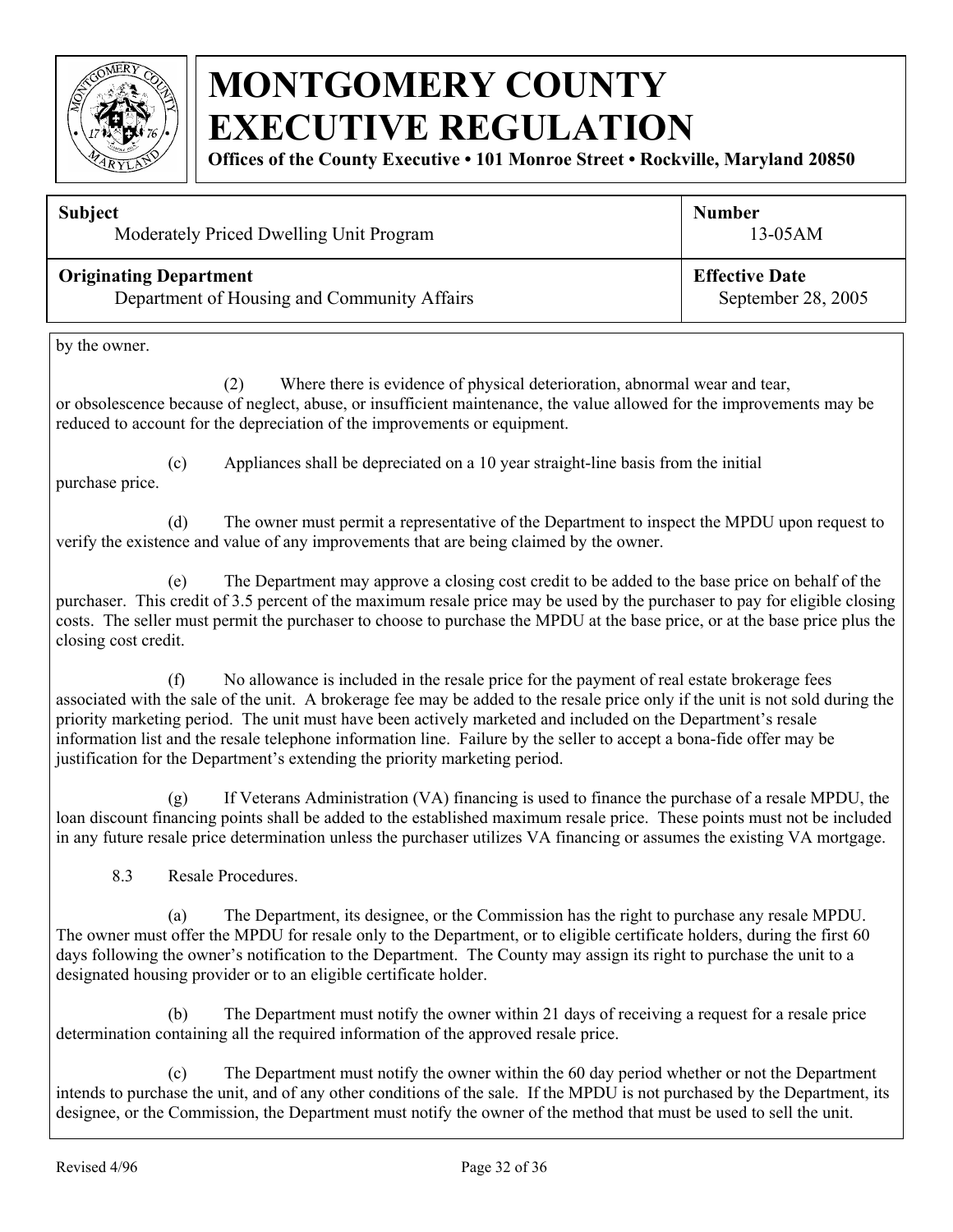by the owner.

(2) Where there is evidence of physical deterioration, abnormal wear and tear, or obsolescence because of neglect, abuse, or insufficient maintenance, the value allowed for the improvements may be reduced to account for the depreciation of the improvements or equipment.

(c) Appliances shall be depreciated on a 10 year straight-line basis from the initial purchase price.

(d) The owner must permit a representative of the Department to inspect the MPDU upon request to verify the existence and value of any improvements that are being claimed by the owner.

(e) The Department may approve a closing cost credit to be added to the base price on behalf of the purchaser. This credit of 3.5 percent of the maximum resale price may be used by the purchaser to pay for eligible closing costs. The seller must permit the purchaser to choose to purchase the MPDU at the base price, or at the base price plus the closing cost credit.

(f) No allowance is included in the resale price for the payment of real estate brokerage fees associated with the sale of the unit. A brokerage fee may be added to the resale price only if the unit is not sold during the priority marketing period. The unit must have been actively marketed and included on the Department's resale information list and the resale telephone information line. Failure by the seller to accept a bona-fide offer may be justification for the Department's extending the priority marketing period.

(g) If Veterans Administration (VA) financing is used to finance the purchase of a resale MPDU, the loan discount financing points shall be added to the established maximum resale price. These points must not be included in any future resale price determination unless the purchaser utilizes VA financing or assumes the existing VA mortgage.

8.3 Resale Procedures.

(a) The Department, its designee, or the Commission has the right to purchase any resale MPDU. The owner must offer the MPDU for resale only to the Department, or to eligible certificate holders, during the first 60 days following the owner's notification to the Department. The County may assign its right to purchase the unit to a designated housing provider or to an eligible certificate holder.

(b) The Department must notify the owner within 21 days of receiving a request for a resale price determination containing all the required information of the approved resale price.

(c) The Department must notify the owner within the 60 day period whether or not the Department intends to purchase the unit, and of any other conditions of the sale. If the MPDU is not purchased by the Department, its designee, or the Commission, the Department must notify the owner of the method that must be used to sell the unit.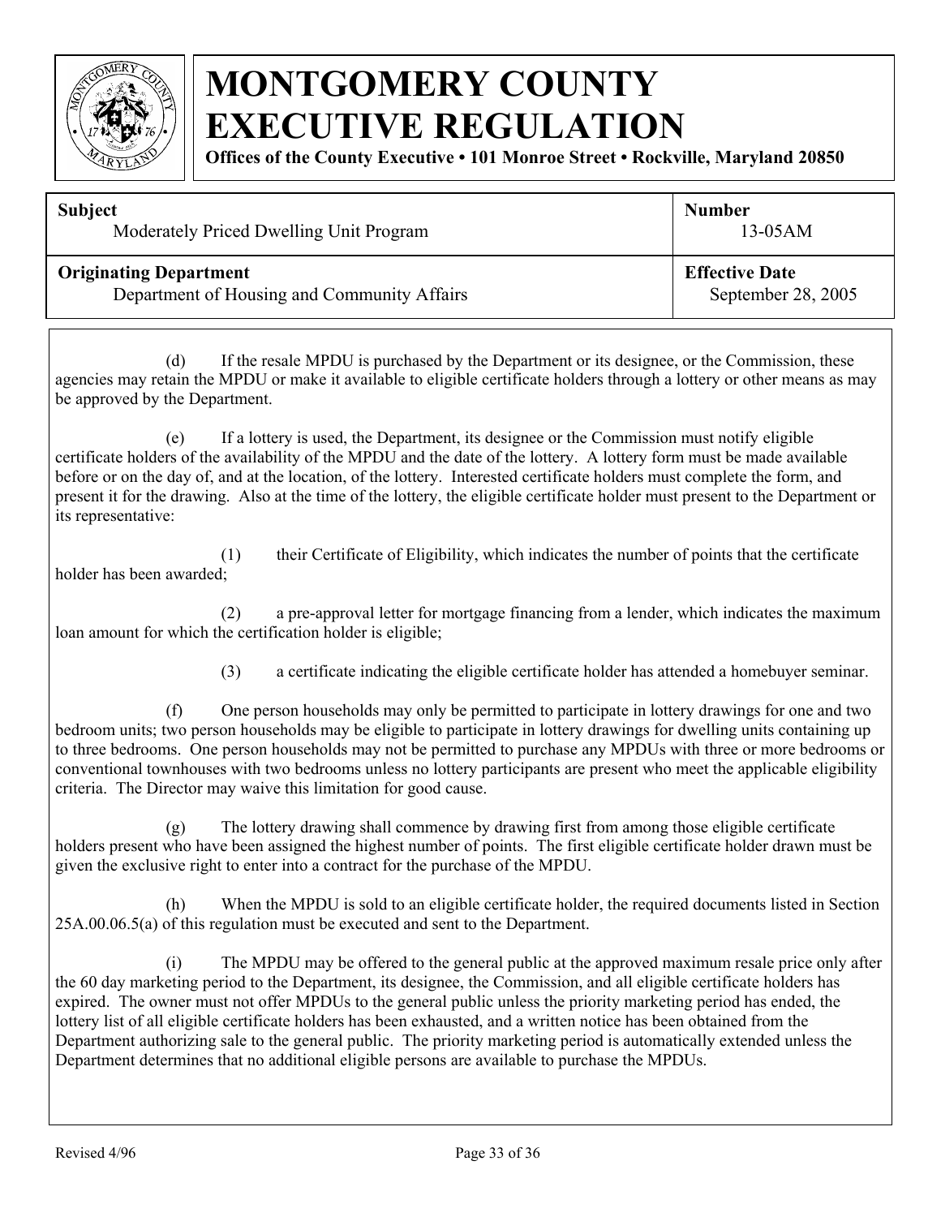# MONTGOMERY COUNTY EXECUTIVE REGULATION

**Offices of the County Executive • 101 Monroe Street • Rockville, Maryland 20850**

| **Subject** | **Number** |
|---|---|
| Moderately Priced Dwelling Unit Program | 13-05AM |
| **Originating Department** | **Effective Date** |
| Department of Housing and Community Affairs | September 28, 2005 |

(d) If the resale MPDU is purchased by the Department or its designee, or the Commission, these agencies may retain the MPDU or make it available to eligible certificate holders through a lottery or other means as may be approved by the Department.

(e) If a lottery is used, the Department, its designee or the Commission must notify eligible certificate holders of the availability of the MPDU and the date of the lottery. A lottery form must be made available before or on the day of, and at the location, of the lottery. Interested certificate holders must complete the form, and present it for the drawing. Also at the time of the lottery, the eligible certificate holder must present to the Department or its representative:

(1) their Certificate of Eligibility, which indicates the number of points that the certificate holder has been awarded;

(2) a pre-approval letter for mortgage financing from a lender, which indicates the maximum loan amount for which the certification holder is eligible;

(3) a certificate indicating the eligible certificate holder has attended a homebuyer seminar.

(f) One person households may only be permitted to participate in lottery drawings for one and two bedroom units; two person households may be eligible to participate in lottery drawings for dwelling units containing up to three bedrooms. One person households may not be permitted to purchase any MPDUs with three or more bedrooms or conventional townhouses with two bedrooms unless no lottery participants are present who meet the applicable eligibility criteria. The Director may waive this limitation for good cause.

(g) The lottery drawing shall commence by drawing first from among those eligible certificate holders present who have been assigned the highest number of points. The first eligible certificate holder drawn must be given the exclusive right to enter into a contract for the purchase of the MPDU.

(h) When the MPDU is sold to an eligible certificate holder, the required documents listed in Section 25A.00.06.5(a) of this regulation must be executed and sent to the Department.

(i) The MPDU may be offered to the general public at the approved maximum resale price only after the 60 day marketing period to the Department, its designee, the Commission, and all eligible certificate holders has expired. The owner must not offer MPDUs to the general public unless the priority marketing period has ended, the lottery list of all eligible certificate holders has been exhausted, and a written notice has been obtained from the Department authorizing sale to the general public. The priority marketing period is automatically extended unless the Department determines that no additional eligible persons are available to purchase the MPDUs.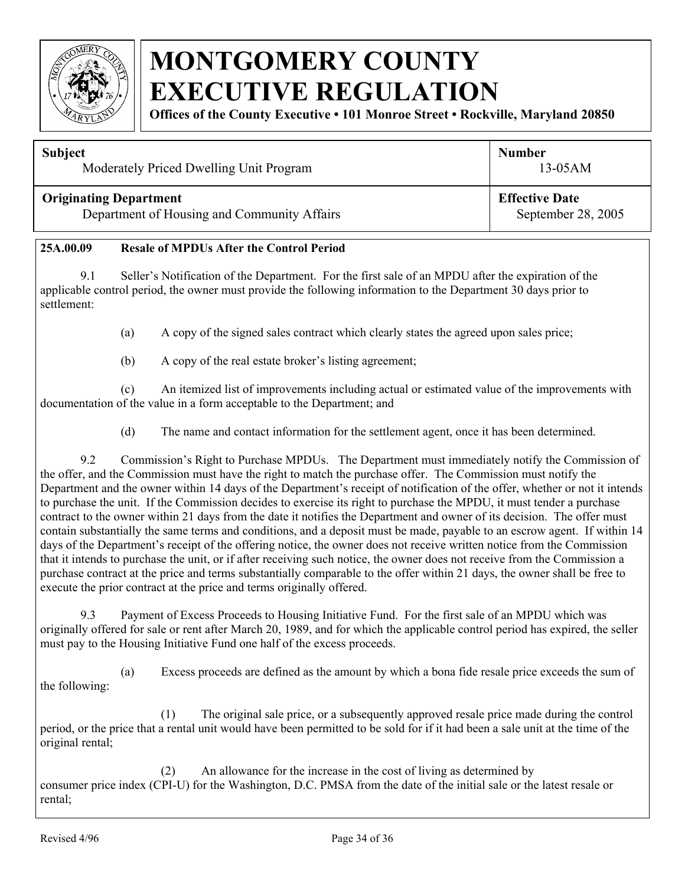# MONTGOMERY COUNTY EXECUTIVE REGULATION

**Offices of the County Executive • 101 Monroe Street • Rockville, Maryland 20850**

| **Subject** | **Number** |
| --- | --- |
| Moderately Priced Dwelling Unit Program | 13-05AM |
| **Originating Department** | **Effective Date** |
| Department of Housing and Community Affairs | September 28, 2005 |

**25A.00.09 Resale of MPDUs After the Control Period**

9.1 Seller's Notification of the Department. For the first sale of an MPDU after the expiration of the applicable control period, the owner must provide the following information to the Department 30 days prior to settlement:

(a) A copy of the signed sales contract which clearly states the agreed upon sales price;

(b) A copy of the real estate broker's listing agreement;

(c) An itemized list of improvements including actual or estimated value of the improvements with documentation of the value in a form acceptable to the Department; and

(d) The name and contact information for the settlement agent, once it has been determined.

9.2 Commission's Right to Purchase MPDUs. The Department must immediately notify the Commission of the offer, and the Commission must have the right to match the purchase offer. The Commission must notify the Department and the owner within 14 days of the Department's receipt of notification of the offer, whether or not it intends to purchase the unit. If the Commission decides to exercise its right to purchase the MPDU, it must tender a purchase contract to the owner within 21 days from the date it notifies the Department and owner of its decision. The offer must contain substantially the same terms and conditions, and a deposit must be made, payable to an escrow agent. If within 14 days of the Department's receipt of the offering notice, the owner does not receive written notice from the Commission that it intends to purchase the unit, or if after receiving such notice, the owner does not receive from the Commission a purchase contract at the price and terms substantially comparable to the offer within 21 days, the owner shall be free to execute the prior contract at the price and terms originally offered.

9.3 Payment of Excess Proceeds to Housing Initiative Fund. For the first sale of an MPDU which was originally offered for sale or rent after March 20, 1989, and for which the applicable control period has expired, the seller must pay to the Housing Initiative Fund one half of the excess proceeds.

(a) Excess proceeds are defined as the amount by which a bona fide resale price exceeds the sum of the following:

(1) The original sale price, or a subsequently approved resale price made during the control period, or the price that a rental unit would have been permitted to be sold for if it had been a sale unit at the time of the original rental;

(2) An allowance for the increase in the cost of living as determined by consumer price index (CPI-U) for the Washington, D.C. PMSA from the date of the initial sale or the latest resale or rental;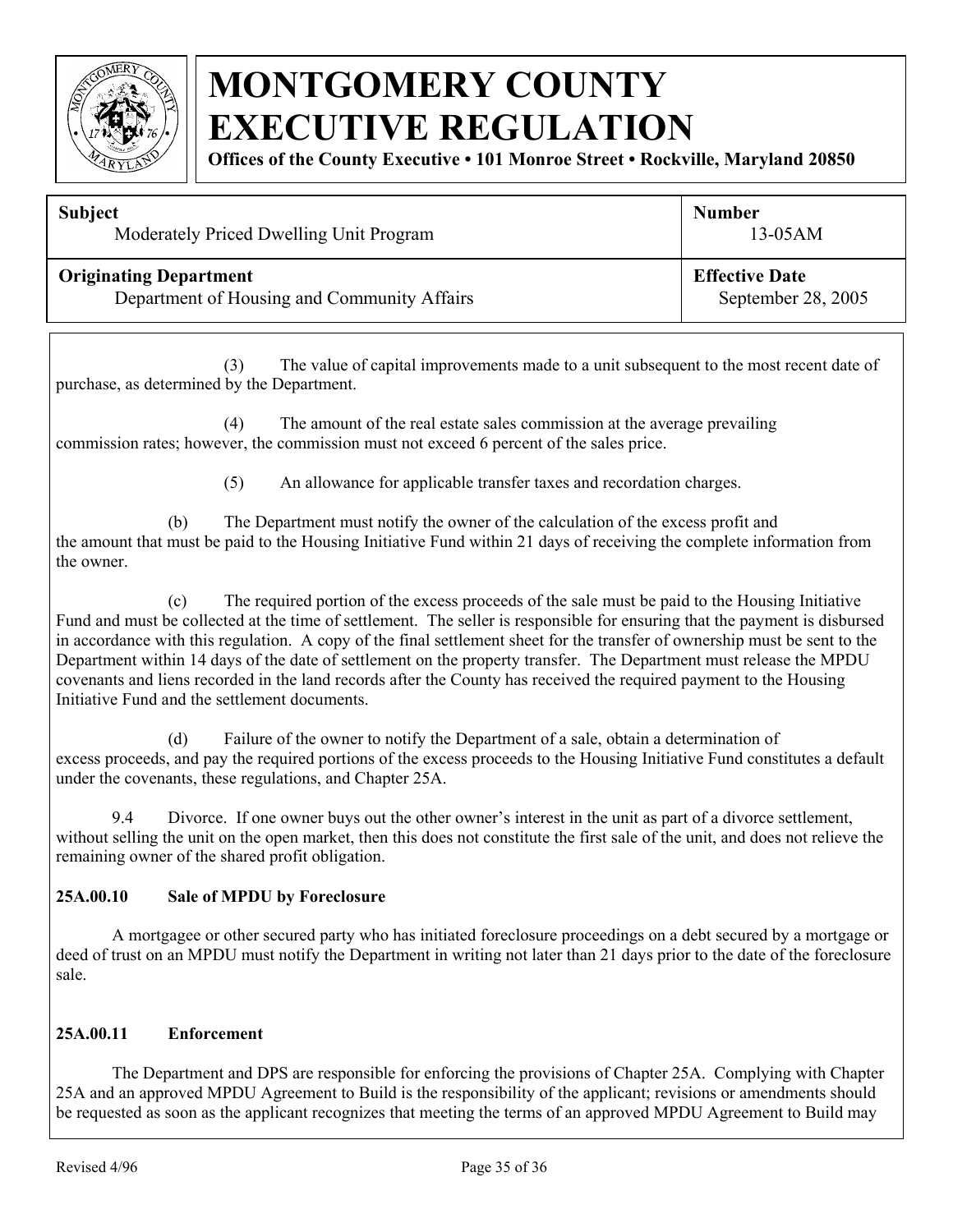(3) The value of capital improvements made to a unit subsequent to the most recent date of purchase, as determined by the Department.

(4) The amount of the real estate sales commission at the average prevailing commission rates; however, the commission must not exceed 6 percent of the sales price.

(5) An allowance for applicable transfer taxes and recordation charges.

(b) The Department must notify the owner of the calculation of the excess profit and the amount that must be paid to the Housing Initiative Fund within 21 days of receiving the complete information from the owner.

(c) The required portion of the excess proceeds of the sale must be paid to the Housing Initiative Fund and must be collected at the time of settlement. The seller is responsible for ensuring that the payment is disbursed in accordance with this regulation. A copy of the final settlement sheet for the transfer of ownership must be sent to the Department within 14 days of the date of settlement on the property transfer. The Department must release the MPDU covenants and liens recorded in the land records after the County has received the required payment to the Housing Initiative Fund and the settlement documents.

(d) Failure of the owner to notify the Department of a sale, obtain a determination of excess proceeds, and pay the required portions of the excess proceeds to the Housing Initiative Fund constitutes a default under the covenants, these regulations, and Chapter 25A.

9.4 Divorce. If one owner buys out the other owner's interest in the unit as part of a divorce settlement, without selling the unit on the open market, then this does not constitute the first sale of the unit, and does not relieve the remaining owner of the shared profit obligation.

**25A.00.10 Sale of MPDU by Foreclosure**

A mortgagee or other secured party who has initiated foreclosure proceedings on a debt secured by a mortgage or deed of trust on an MPDU must notify the Department in writing not later than 21 days prior to the date of the foreclosure sale.

**25A.00.11 Enforcement**

The Department and DPS are responsible for enforcing the provisions of Chapter 25A. Complying with Chapter 25A and an approved MPDU Agreement to Build is the responsibility of the applicant; revisions or amendments should be requested as soon as the applicant recognizes that meeting the terms of an approved MPDU Agreement to Build may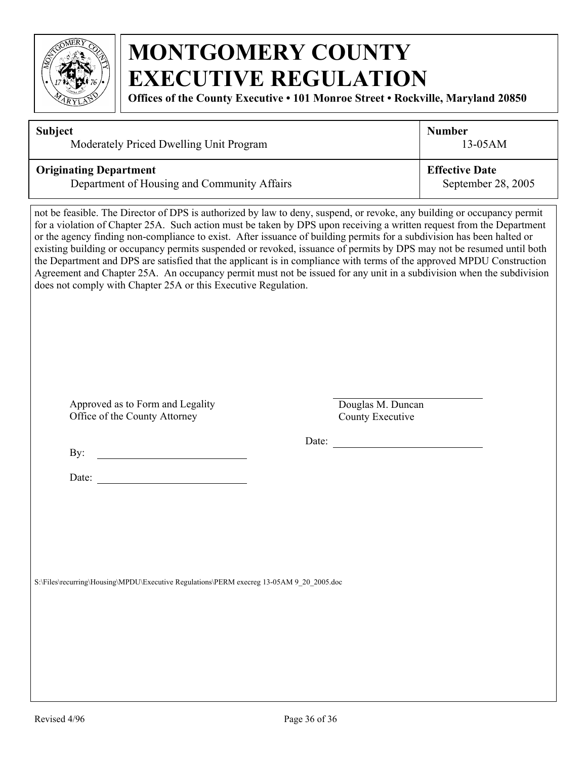# MONTGOMERY COUNTY EXECUTIVE REGULATION

**Offices of the County Executive • 101 Monroe Street • Rockville, Maryland 20850**

| **Subject** | **Number** |
|---|---|
| Moderately Priced Dwelling Unit Program | 13-05AM |
| **Originating Department** | **Effective Date** |
| Department of Housing and Community Affairs | September 28, 2005 |

not be feasible. The Director of DPS is authorized by law to deny, suspend, or revoke, any building or occupancy permit for a violation of Chapter 25A. Such action must be taken by DPS upon receiving a written request from the Department or the agency finding non-compliance to exist. After issuance of building permits for a subdivision has been halted or existing building or occupancy permits suspended or revoked, issuance of permits by DPS may not be resumed until both the Department and DPS are satisfied that the applicant is in compliance with terms of the approved MPDU Construction Agreement and Chapter 25A. An occupancy permit must not be issued for any unit in a subdivision when the subdivision does not comply with Chapter 25A or this Executive Regulation.

Approved as to Form and Legality
Office of the County Attorney

By: ____________________________

Date: ____________________________

____________________________
Douglas M. Duncan
County Executive

Date: ____________________________

S:\Files\recurring\Housing\MPDU\Executive Regulations\PERM execreg 13-05AM 9_20_2005.doc

Revised 4/96